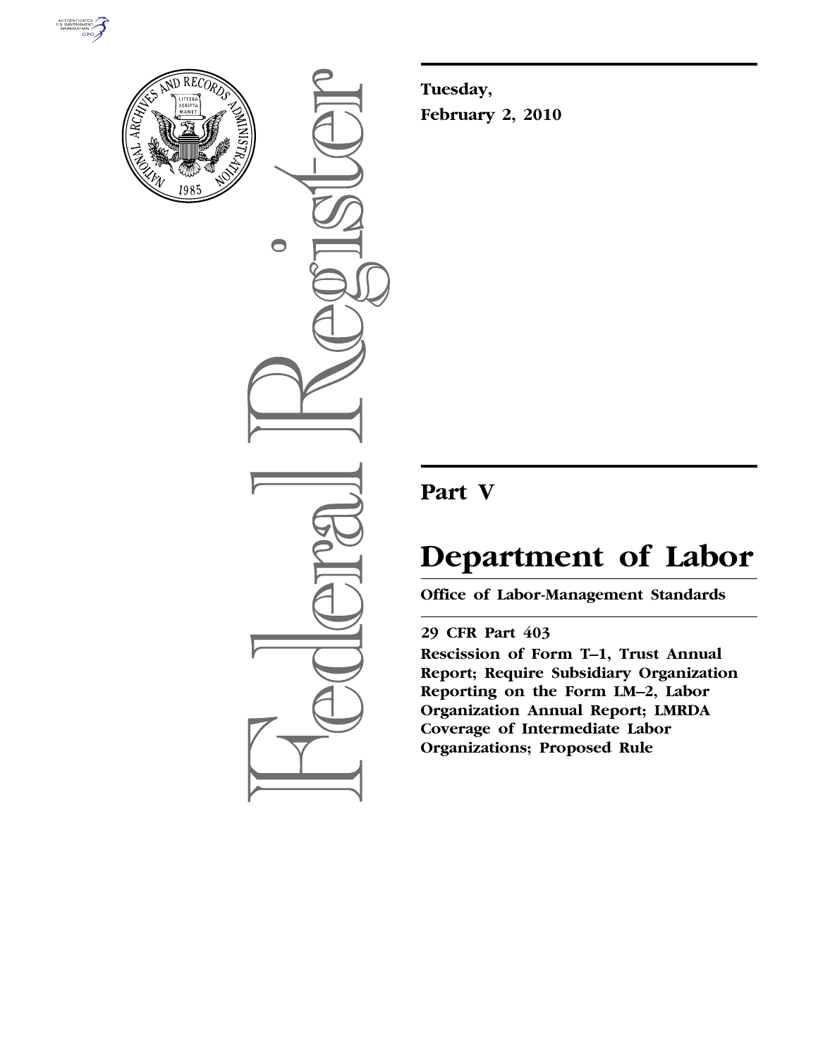**Tuesday,**
**February 2, 2010**

# Part V

# Department of Labor

**Office of Labor-Management Standards**

**29 CFR Part 403**

**Rescission of Form T–1, Trust Annual Report; Require Subsidiary Organization Reporting on the Form LM–2, Labor Organization Annual Report; LMRDA Coverage of Intermediate Labor Organizations; Proposed Rule**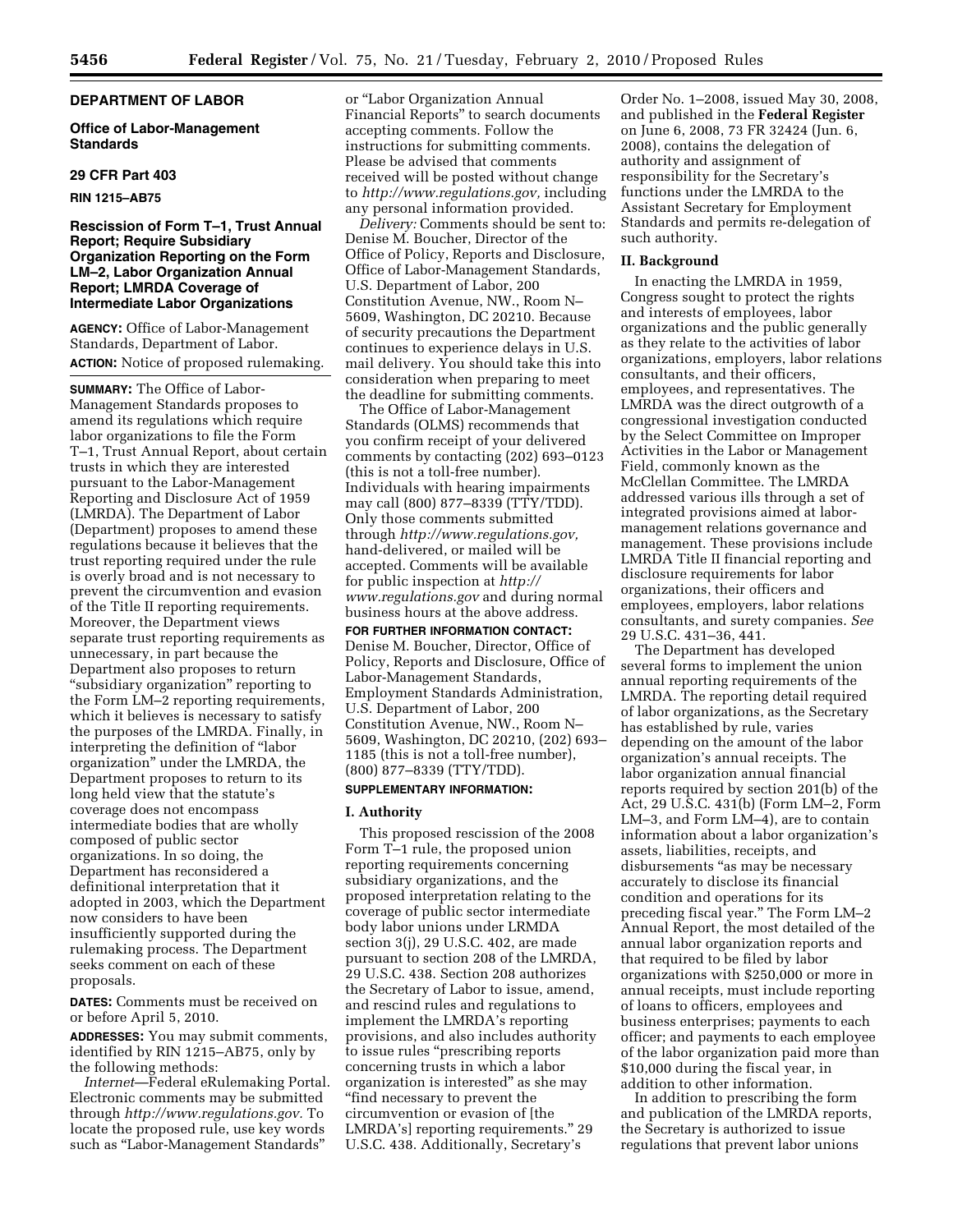## DEPARTMENT OF LABOR

### Office of Labor-Management Standards

### 29 CFR Part 403

**RIN 1215–AB75**

### Rescission of Form T–1, Trust Annual Report; Require Subsidiary Organization Reporting on the Form LM–2, Labor Organization Annual Report; LMRDA Coverage of Intermediate Labor Organizations

**AGENCY:** Office of Labor-Management Standards, Department of Labor.

**ACTION:** Notice of proposed rulemaking.

**SUMMARY:** The Office of Labor-Management Standards proposes to amend its regulations which require labor organizations to file the Form T–1, Trust Annual Report, about certain trusts in which they are interested pursuant to the Labor-Management Reporting and Disclosure Act of 1959 (LMRDA). The Department of Labor (Department) proposes to amend these regulations because it believes that the trust reporting required under the rule is overly broad and is not necessary to prevent the circumvention and evasion of the Title II reporting requirements. Moreover, the Department views separate trust reporting requirements as unnecessary, in part because the Department also proposes to return "subsidiary organization" reporting to the Form LM–2 reporting requirements, which it believes is necessary to satisfy the purposes of the LMRDA. Finally, in interpreting the definition of "labor organization" under the LMRDA, the Department proposes to return to its long held view that the statute's coverage does not encompass intermediate bodies that are wholly composed of public sector organizations. In so doing, the Department has reconsidered a definitional interpretation that it adopted in 2003, which the Department now considers to have been insufficiently supported during the rulemaking process. The Department seeks comment on each of these proposals.

**DATES:** Comments must be received on or before April 5, 2010.

**ADDRESSES:** You may submit comments, identified by RIN 1215–AB75, only by the following methods:

*Internet*—Federal eRulemaking Portal. Electronic comments may be submitted through *http://www.regulations.gov*. To locate the proposed rule, use key words such as "Labor-Management Standards" or "Labor Organization Annual Financial Reports" to search documents accepting comments. Follow the instructions for submitting comments. Please be advised that comments received will be posted without change to *http://www.regulations.gov*, including any personal information provided.

*Delivery:* Comments should be sent to: Denise M. Boucher, Director of the Office of Policy, Reports and Disclosure, Office of Labor-Management Standards, U.S. Department of Labor, 200 Constitution Avenue, NW., Room N–5609, Washington, DC 20210. Because of security precautions the Department continues to experience delays in U.S. mail delivery. You should take this into consideration when preparing to meet the deadline for submitting comments.

The Office of Labor-Management Standards (OLMS) recommends that you confirm receipt of your delivered comments by contacting (202) 693–0123 (this is not a toll-free number). Individuals with hearing impairments may call (800) 877–8339 (TTY/TDD). Only those comments submitted through *http://www.regulations.gov*, hand-delivered, or mailed will be accepted. Comments will be available for public inspection at *http://www.regulations.gov* and during normal business hours at the above address.

**FOR FURTHER INFORMATION CONTACT:** Denise M. Boucher, Director, Office of Policy, Reports and Disclosure, Office of Labor-Management Standards, Employment Standards Administration, U.S. Department of Labor, 200 Constitution Avenue, NW., Room N–5609, Washington, DC 20210, (202) 693–1185 (this is not a toll-free number), (800) 877–8339 (TTY/TDD).

**SUPPLEMENTARY INFORMATION:**

## I. Authority

This proposed rescission of the 2008 Form T–1 rule, the proposed union reporting requirements concerning subsidiary organizations, and the proposed interpretation relating to the coverage of public sector intermediate body labor unions under LMRDA section 3(j), 29 U.S.C. 402, are made pursuant to section 208 of the LMRDA, 29 U.S.C. 438. Section 208 authorizes the Secretary of Labor to issue, amend, and rescind rules and regulations to implement the LMRDA's reporting provisions, and also includes authority to issue rules "prescribing reports concerning trusts in which a labor organization is interested" as she may "find necessary to prevent the circumvention or evasion of [the LMRDA's] reporting requirements." 29 U.S.C. 438. Additionally, Secretary's Order No. 1–2008, issued May 30, 2008, and published in the **Federal Register** on June 6, 2008, 73 FR 32424 (Jun. 6, 2008), contains the delegation of authority and assignment of responsibility for the Secretary's functions under the LMRDA to the Assistant Secretary for Employment Standards and permits re-delegation of such authority.

## II. Background

In enacting the LMRDA in 1959, Congress sought to protect the rights and interests of employees, labor organizations and the public generally as they relate to the activities of labor organizations, employers, labor relations consultants, and their officers, employees, and representatives. The LMRDA was the direct outgrowth of a congressional investigation conducted by the Select Committee on Improper Activities in the Labor or Management Field, commonly known as the McClellan Committee. The LMRDA addressed various ills through a set of integrated provisions aimed at labor-management relations governance and management. These provisions include LMRDA Title II financial reporting and disclosure requirements for labor organizations, their officers and employees, employers, labor relations consultants, and surety companies. *See* 29 U.S.C. 431–36, 441.

The Department has developed several forms to implement the union annual reporting requirements of the LMRDA. The reporting detail required of labor organizations, as the Secretary has established by rule, varies depending on the amount of the labor organization's annual receipts. The labor organization annual financial reports required by section 201(b) of the Act, 29 U.S.C. 431(b) (Form LM–2, Form LM–3, and Form LM–4), are to contain information about a labor organization's assets, liabilities, receipts, and disbursements "as may be necessary accurately to disclose its financial condition and operations for its preceding fiscal year." The Form LM–2 Annual Report, the most detailed of the annual labor organization reports and that required to be filed by labor organizations with $250,000 or more in annual receipts, must include reporting of loans to officers, employees and business enterprises; payments to each officer; and payments to each employee of the labor organization paid more than $10,000 during the fiscal year, in addition to other information.

In addition to prescribing the form and publication of the LMRDA reports, the Secretary is authorized to issue regulations that prevent labor unions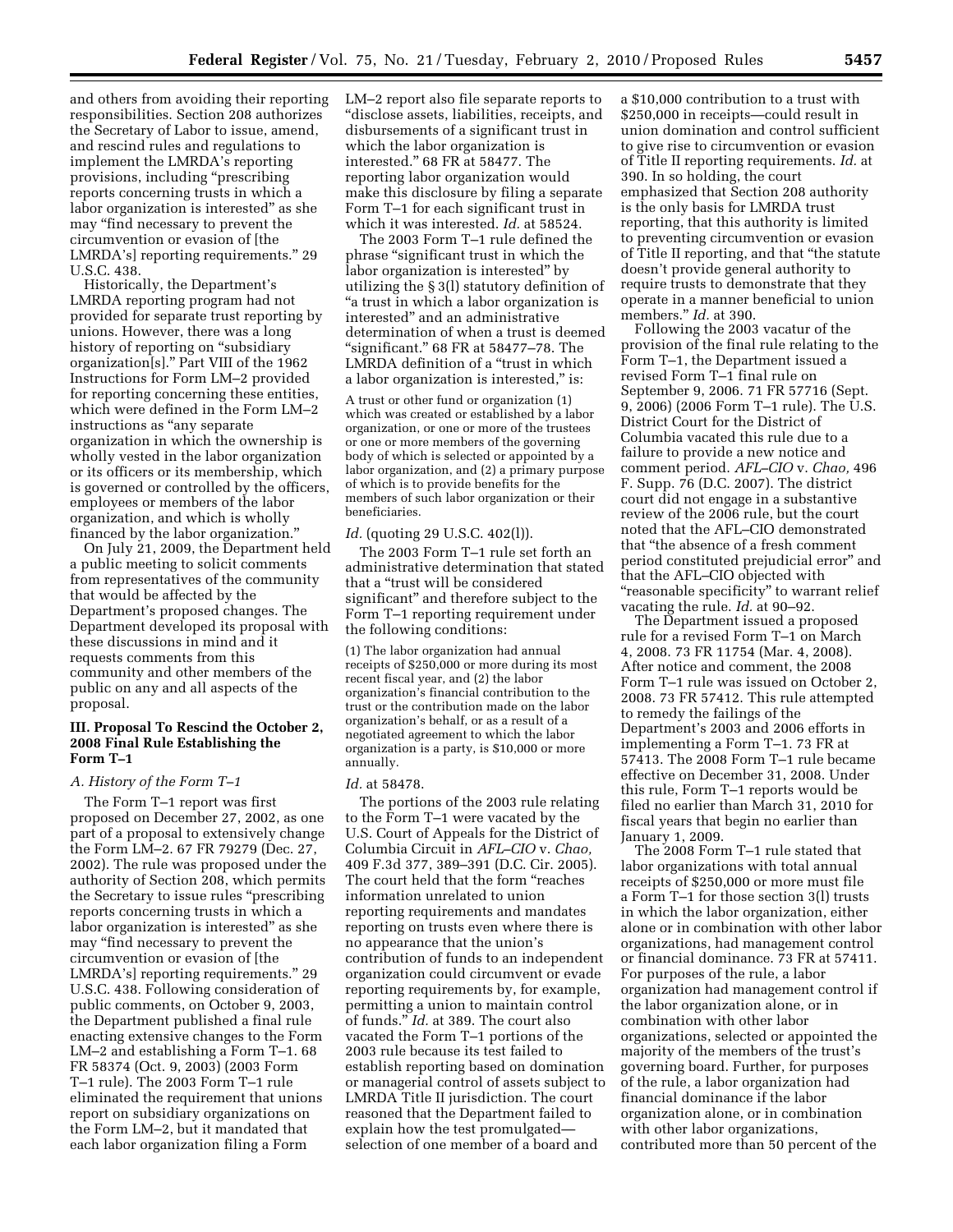and others from avoiding their reporting responsibilities. Section 208 authorizes the Secretary of Labor to issue, amend, and rescind rules and regulations to implement the LMRDA's reporting provisions, including "prescribing reports concerning trusts in which a labor organization is interested" as she may "find necessary to prevent the circumvention or evasion of [the LMRDA's] reporting requirements." 29 U.S.C. 438.

Historically, the Department's LMRDA reporting program had not provided for separate trust reporting by unions. However, there was a long history of reporting on "subsidiary organization[s]." Part VIII of the 1962 Instructions for Form LM–2 provided for reporting concerning these entities, which were defined in the Form LM–2 instructions as "any separate organization in which the ownership is wholly vested in the labor organization or its officers or its membership, which is governed or controlled by the officers, employees or members of the labor organization, and which is wholly financed by the labor organization."

On July 21, 2009, the Department held a public meeting to solicit comments from representatives of the community that would be affected by the Department's proposed changes. The Department developed its proposal with these discussions in mind and it requests comments from this community and other members of the public on any and all aspects of the proposal.

## III. Proposal To Rescind the October 2, 2008 Final Rule Establishing the Form T–1

### A. History of the Form T–1

The Form T–1 report was first proposed on December 27, 2002, as one part of a proposal to extensively change the Form LM–2. 67 FR 79279 (Dec. 27, 2002). The rule was proposed under the authority of Section 208, which permits the Secretary to issue rules "prescribing reports concerning trusts in which a labor organization is interested" as she may "find necessary to prevent the circumvention or evasion of [the LMRDA's] reporting requirements." 29 U.S.C. 438. Following consideration of public comments, on October 9, 2003, the Department published a final rule enacting extensive changes to the Form LM–2 and establishing a Form T–1. 68 FR 58374 (Oct. 9, 2003) (2003 Form T–1 rule). The 2003 Form T–1 rule eliminated the requirement that unions report on subsidiary organizations on the Form LM–2, but it mandated that each labor organization filing a Form LM–2 report also file separate reports to "disclose assets, liabilities, receipts, and disbursements of a significant trust in which the labor organization is interested." 68 FR at 58477. The reporting labor organization would make this disclosure by filing a separate Form T–1 for each significant trust in which it was interested. *Id.* at 58524.

The 2003 Form T–1 rule defined the phrase "significant trust in which the labor organization is interested" by utilizing the § 3(l) statutory definition of "a trust in which a labor organization is interested" and an administrative determination of when a trust is deemed "significant." 68 FR at 58477–78. The LMRDA definition of a "trust in which a labor organization is interested," is:

> A trust or other fund or organization (1) which was created or established by a labor organization, or one or more of the trustees or one or more members of the governing body of which is selected or appointed by a labor organization, and (2) a primary purpose of which is to provide benefits for the members of such labor organization or their beneficiaries.

*Id.* (quoting 29 U.S.C. 402(l)).

The 2003 Form T–1 rule set forth an administrative determination that stated that a "trust will be considered significant" and therefore subject to the Form T–1 reporting requirement under the following conditions:

> (1) The labor organization had annual receipts of $250,000 or more during its most recent fiscal year, and (2) the labor organization's financial contribution to the trust or the contribution made on the labor organization's behalf, or as a result of a negotiated agreement to which the labor organization is a party, is $10,000 or more annually.

*Id.* at 58478.

The portions of the 2003 rule relating to the Form T–1 were vacated by the U.S. Court of Appeals for the District of Columbia Circuit in *AFL–CIO* v. *Chao,* 409 F.3d 377, 389–391 (D.C. Cir. 2005). The court held that the form "reaches information unrelated to union reporting requirements and mandates reporting on trusts even where there is no appearance that the union's contribution of funds to an independent organization could circumvent or evade reporting requirements by, for example, permitting a union to maintain control of funds." *Id.* at 389. The court also vacated the Form T–1 portions of the 2003 rule because its test failed to establish reporting based on domination or managerial control of assets subject to LMRDA Title II jurisdiction. The court reasoned that the Department failed to explain how the test promulgated—selection of one member of a board and a $10,000 contribution to a trust with $250,000 in receipts—could result in union domination and control sufficient to give rise to circumvention or evasion of Title II reporting requirements. *Id.* at 390. In so holding, the court emphasized that Section 208 authority is the only basis for LMRDA trust reporting, that this authority is limited to preventing circumvention or evasion of Title II reporting, and that "the statute doesn't provide general authority to require trusts to demonstrate that they operate in a manner beneficial to union members." *Id.* at 390.

Following the 2003 vacatur of the provision of the final rule relating to the Form T–1, the Department issued a revised Form T–1 final rule on September 9, 2006. 71 FR 57716 (Sept. 9, 2006) (2006 Form T–1 rule). The U.S. District Court for the District of Columbia vacated this rule due to a failure to provide a new notice and comment period. *AFL–CIO* v. *Chao,* 496 F. Supp. 76 (D.C. 2007). The district court did not engage in a substantive review of the 2006 rule, but the court noted that the AFL–CIO demonstrated that "the absence of a fresh comment period constituted prejudicial error" and that the AFL–CIO objected with "reasonable specificity" to warrant relief vacating the rule. *Id.* at 90–92.

The Department issued a proposed rule for a revised Form T–1 on March 4, 2008. 73 FR 11754 (Mar. 4, 2008). After notice and comment, the 2008 Form T–1 rule was issued on October 2, 2008. 73 FR 57412. This rule attempted to remedy the failings of the Department's 2003 and 2006 efforts in implementing a Form T–1. 73 FR at 57413. The 2008 Form T–1 rule became effective on December 31, 2008. Under this rule, Form T–1 reports would be filed no earlier than March 31, 2010 for fiscal years that begin no earlier than January 1, 2009.

The 2008 Form T–1 rule stated that labor organizations with total annual receipts of $250,000 or more must file a Form T–1 for those section 3(l) trusts in which the labor organization, either alone or in combination with other labor organizations, had management control or financial dominance. 73 FR at 57411. For purposes of the rule, a labor organization had management control if the labor organization alone, or in combination with other labor organizations, selected or appointed the majority of the members of the trust's governing board. Further, for purposes of the rule, a labor organization had financial dominance if the labor organization alone, or in combination with other labor organizations, contributed more than 50 percent of the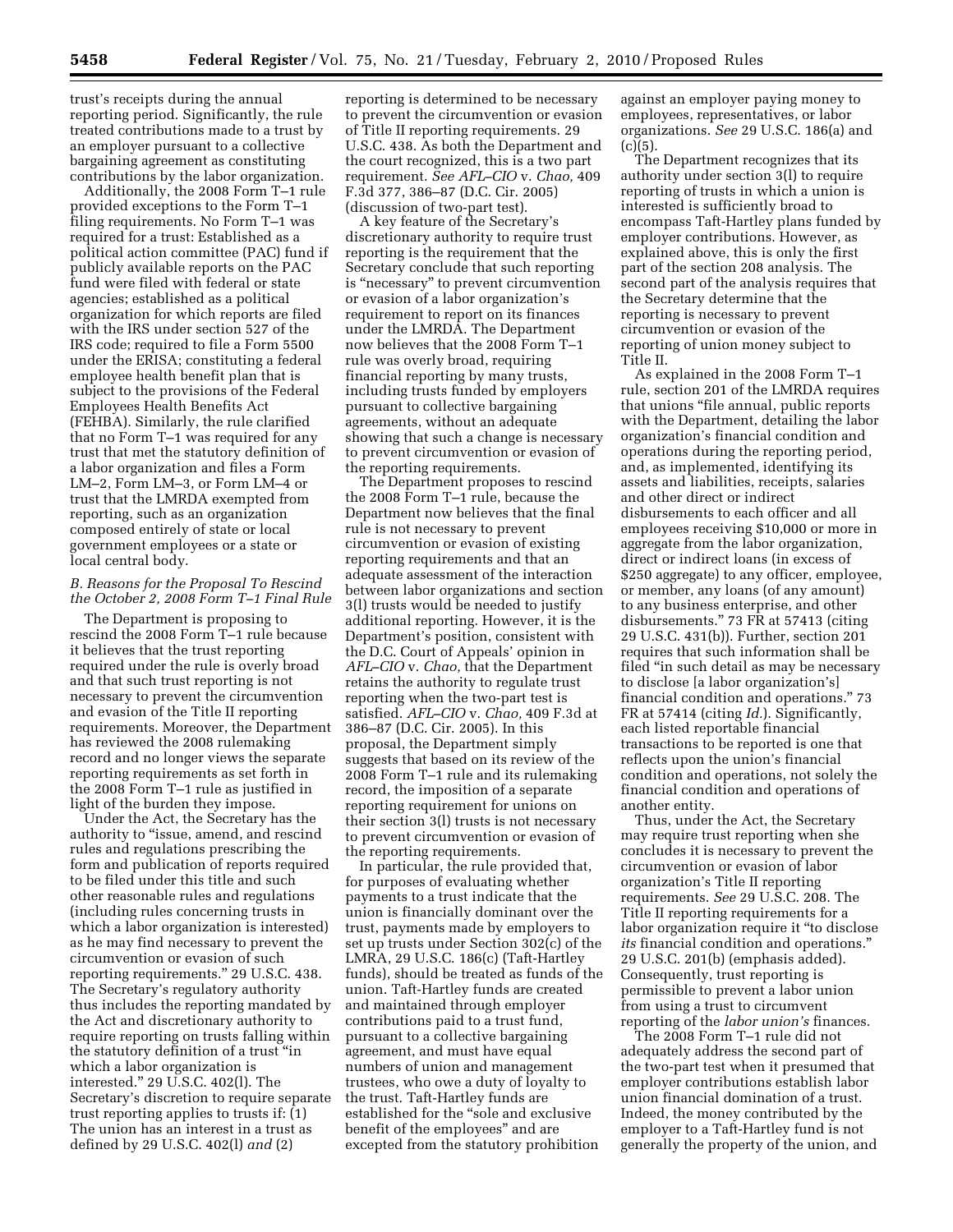trust's receipts during the annual reporting period. Significantly, the rule treated contributions made to a trust by an employer pursuant to a collective bargaining agreement as constituting contributions by the labor organization.

Additionally, the 2008 Form T–1 rule provided exceptions to the Form T–1 filing requirements. No Form T–1 was required for a trust: Established as a political action committee (PAC) fund if publicly available reports on the PAC fund were filed with federal or state agencies; established as a political organization for which reports are filed with the IRS under section 527 of the IRS code; required to file a Form 5500 under the ERISA; constituting a federal employee health benefit plan that is subject to the provisions of the Federal Employees Health Benefits Act (FEHBA). Similarly, the rule clarified that no Form T–1 was required for any trust that met the statutory definition of a labor organization and files a Form LM–2, Form LM–3, or Form LM–4 or trust that the LMRDA exempted from reporting, such as an organization composed entirely of state or local government employees or a state or local central body.

### *B. Reasons for the Proposal To Rescind the October 2, 2008 Form T–1 Final Rule*

The Department is proposing to rescind the 2008 Form T–1 rule because it believes that the trust reporting required under the rule is overly broad and that such trust reporting is not necessary to prevent the circumvention and evasion of the Title II reporting requirements. Moreover, the Department has reviewed the 2008 rulemaking record and no longer views the separate reporting requirements as set forth in the 2008 Form T–1 rule as justified in light of the burden they impose.

Under the Act, the Secretary has the authority to "issue, amend, and rescind rules and regulations prescribing the form and publication of reports required to be filed under this title and such other reasonable rules and regulations (including rules concerning trusts in which a labor organization is interested) as he may find necessary to prevent the circumvention or evasion of such reporting requirements." 29 U.S.C. 438. The Secretary's regulatory authority thus includes the reporting mandated by the Act and discretionary authority to require reporting on trusts falling within the statutory definition of a trust "in which a labor organization is interested." 29 U.S.C. 402(l). The Secretary's discretion to require separate trust reporting applies to trusts if: (1) The union has an interest in a trust as defined by 29 U.S.C. 402(l) *and* (2) reporting is determined to be necessary to prevent the circumvention or evasion of Title II reporting requirements. 29 U.S.C. 438. As both the Department and the court recognized, this is a two part requirement. *See AFL–CIO* v. *Chao,* 409 F.3d 377, 386–87 (D.C. Cir. 2005) (discussion of two-part test).

A key feature of the Secretary's discretionary authority to require trust reporting is the requirement that the Secretary conclude that such reporting is "necessary" to prevent circumvention or evasion of a labor organization's requirement to report on its finances under the LMRDA. The Department now believes that the 2008 Form T–1 rule was overly broad, requiring financial reporting by many trusts, including trusts funded by employers pursuant to collective bargaining agreements, without an adequate showing that such a change is necessary to prevent circumvention or evasion of the reporting requirements.

The Department proposes to rescind the 2008 Form T–1 rule, because the Department now believes that the final rule is not necessary to prevent circumvention or evasion of existing reporting requirements and that an adequate assessment of the interaction between labor organizations and section 3(l) trusts would be needed to justify additional reporting. However, it is the Department's position, consistent with the D.C. Court of Appeals' opinion in *AFL–CIO* v. *Chao,* that the Department retains the authority to regulate trust reporting when the two-part test is satisfied. *AFL–CIO* v. *Chao,* 409 F.3d at 386–87 (D.C. Cir. 2005). In this proposal, the Department simply suggests that based on its review of the 2008 Form T–1 rule and its rulemaking record, the imposition of a separate reporting requirement for unions on their section 3(l) trusts is not necessary to prevent circumvention or evasion of the reporting requirements.

In particular, the rule provided that, for purposes of evaluating whether payments to a trust indicate that the union is financially dominant over the trust, payments made by employers to set up trusts under Section 302(c) of the LMRA, 29 U.S.C. 186(c) (Taft-Hartley funds), should be treated as funds of the union. Taft-Hartley funds are created and maintained through employer contributions paid to a trust fund, pursuant to a collective bargaining agreement, and must have equal numbers of union and management trustees, who owe a duty of loyalty to the trust. Taft-Hartley funds are established for the "sole and exclusive benefit of the employees" and are excepted from the statutory prohibition against an employer paying money to employees, representatives, or labor organizations. *See* 29 U.S.C. 186(a) and (c)(5).

The Department recognizes that its authority under section 3(l) to require reporting of trusts in which a union is interested is sufficiently broad to encompass Taft-Hartley plans funded by employer contributions. However, as explained above, this is only the first part of the section 208 analysis. The second part of the analysis requires that the Secretary determine that the reporting is necessary to prevent circumvention or evasion of the reporting of union money subject to Title II.

As explained in the 2008 Form T–1 rule, section 201 of the LMRDA requires that unions "file annual, public reports with the Department, detailing the labor organization's financial condition and operations during the reporting period, and, as implemented, identifying its assets and liabilities, receipts, salaries and other direct or indirect disbursements to each officer and all employees receiving $10,000 or more in aggregate from the labor organization, direct or indirect loans (in excess of $250 aggregate) to any officer, employee, or member, any loans (of any amount) to any business enterprise, and other disbursements." 73 FR at 57413 (citing 29 U.S.C. 431(b)). Further, section 201 requires that such information shall be filed "in such detail as may be necessary to disclose [a labor organization's] financial condition and operations." 73 FR at 57414 (citing *Id.*). Significantly, each listed reportable financial transactions to be reported is one that reflects upon the union's financial condition and operations, not solely the financial condition and operations of another entity.

Thus, under the Act, the Secretary may require trust reporting when she concludes it is necessary to prevent the circumvention or evasion of labor organization's Title II reporting requirements. *See* 29 U.S.C. 208. The Title II reporting requirements for a labor organization require it "to disclose *its* financial condition and operations." 29 U.S.C. 201(b) (emphasis added). Consequently, trust reporting is permissible to prevent a labor union from using a trust to circumvent reporting of the *labor union's* finances.

The 2008 Form T–1 rule did not adequately address the second part of the two-part test when it presumed that employer contributions establish labor union financial domination of a trust. Indeed, the money contributed by the employer to a Taft-Hartley fund is not generally the property of the union, and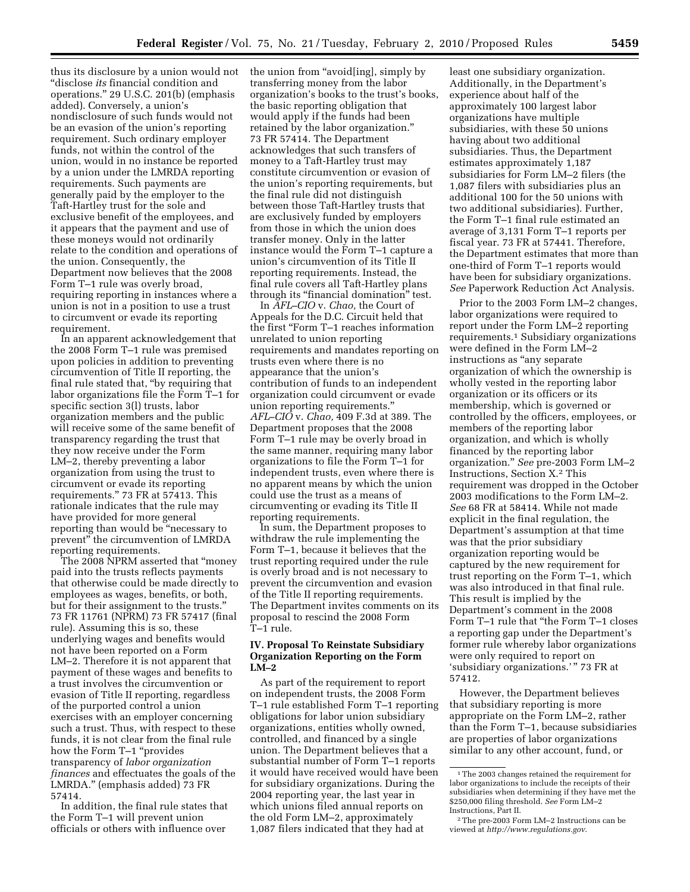thus its disclosure by a union would not "disclose *its* financial condition and operations." 29 U.S.C. 201(b) (emphasis added). Conversely, a union's nondisclosure of such funds would not be an evasion of the union's reporting requirement. Such ordinary employer funds, not within the control of the union, would in no instance be reported by a union under the LMRDA reporting requirements. Such payments are generally paid by the employer to the Taft-Hartley trust for the sole and exclusive benefit of the employees, and it appears that the payment and use of these moneys would not ordinarily relate to the condition and operations of the union. Consequently, the Department now believes that the 2008 Form T–1 rule was overly broad, requiring reporting in instances where a union is not in a position to use a trust to circumvent or evade its reporting requirement.

In an apparent acknowledgement that the 2008 Form T–1 rule was premised upon policies in addition to preventing circumvention of Title II reporting, the final rule stated that, "by requiring that labor organizations file the Form T–1 for specific section 3(l) trusts, labor organization members and the public will receive some of the same benefit of transparency regarding the trust that they now receive under the Form LM–2, thereby preventing a labor organization from using the trust to circumvent or evade its reporting requirements." 73 FR at 57413. This rationale indicates that the rule may have provided for more general reporting than would be "necessary to prevent" the circumvention of LMRDA reporting requirements.

The 2008 NPRM asserted that "money paid into the trusts reflects payments that otherwise could be made directly to employees as wages, benefits, or both, but for their assignment to the trusts." 73 FR 11761 (NPRM) 73 FR 57417 (final rule). Assuming this is so, these underlying wages and benefits would not have been reported on a Form LM–2. Therefore it is not apparent that payment of these wages and benefits to a trust involves the circumvention or evasion of Title II reporting, regardless of the purported control a union exercises with an employer concerning such a trust. Thus, with respect to these funds, it is not clear from the final rule how the Form T–1 "provides transparency of *labor organization finances* and effectuates the goals of the LMRDA." (emphasis added) 73 FR 57414.

In addition, the final rule states that the Form T–1 will prevent union officials or others with influence over the union from "avoid[ing], simply by transferring money from the labor organization's books to the trust's books, the basic reporting obligation that would apply if the funds had been retained by the labor organization." 73 FR 57414. The Department acknowledges that such transfers of money to a Taft-Hartley trust may constitute circumvention or evasion of the union's reporting requirements, but the final rule did not distinguish between those Taft-Hartley trusts that are exclusively funded by employers from those in which the union does transfer money. Only in the latter instance would the Form T–1 capture a union's circumvention of its Title II reporting requirements. Instead, the final rule covers all Taft-Hartley plans through its "financial domination" test.

In *AFL–CIO* v. *Chao,* the Court of Appeals for the D.C. Circuit held that the first "Form T–1 reaches information unrelated to union reporting requirements and mandates reporting on trusts even where there is no appearance that the union's contribution of funds to an independent organization could circumvent or evade union reporting requirements." *AFL–CIO* v. *Chao,* 409 F.3d at 389. The Department proposes that the 2008 Form T–1 rule may be overly broad in the same manner, requiring many labor organizations to file the Form T–1 for independent trusts, even where there is no apparent means by which the union could use the trust as a means of circumventing or evading its Title II reporting requirements.

In sum, the Department proposes to withdraw the rule implementing the Form T–1, because it believes that the trust reporting required under the rule is overly broad and is not necessary to prevent the circumvention and evasion of the Title II reporting requirements. The Department invites comments on its proposal to rescind the 2008 Form T–1 rule.

## IV. Proposal To Reinstate Subsidiary Organization Reporting on the Form LM–2

As part of the requirement to report on independent trusts, the 2008 Form T–1 rule established Form T–1 reporting obligations for labor union subsidiary organizations, entities wholly owned, controlled, and financed by a single union. The Department believes that a substantial number of Form T–1 reports it would have received would have been for subsidiary organizations. During the 2004 reporting year, the last year in which unions filed annual reports on the old Form LM–2, approximately 1,087 filers indicated that they had at least one subsidiary organization. Additionally, in the Department's experience about half of the approximately 100 largest labor organizations have multiple subsidiaries, with these 50 unions having about two additional subsidiaries. Thus, the Department estimates approximately 1,187 subsidiaries for Form LM–2 filers (the 1,087 filers with subsidiaries plus an additional 100 for the 50 unions with two additional subsidiaries). Further, the Form T–1 final rule estimated an average of 3,131 Form T–1 reports per fiscal year. 73 FR at 57441. Therefore, the Department estimates that more than one-third of Form T–1 reports would have been for subsidiary organizations. *See* Paperwork Reduction Act Analysis.

Prior to the 2003 Form LM–2 changes, labor organizations were required to report under the Form LM–2 reporting requirements.[1] Subsidiary organizations were defined in the Form LM–2 instructions as "any separate organization of which the ownership is wholly vested in the reporting labor organization or its officers or its membership, which is governed or controlled by the officers, employees, or members of the reporting labor organization, and which is wholly financed by the reporting labor organization." *See* pre-2003 Form LM–2 Instructions, Section X.[2] This requirement was dropped in the October 2003 modifications to the Form LM–2. *See* 68 FR at 58414. While not made explicit in the final regulation, the Department's assumption at that time was that the prior subsidiary organization reporting would be captured by the new requirement for trust reporting on the Form T–1, which was also introduced in that final rule. This result is implied by the Department's comment in the 2008 Form T–1 rule that "the Form T–1 closes a reporting gap under the Department's former rule whereby labor organizations were only required to report on 'subsidiary organizations.' " 73 FR at 57412.

However, the Department believes that subsidiary reporting is more appropriate on the Form LM–2, rather than the Form T–1, because subsidiaries are properties of labor organizations similar to any other account, fund, or

---

[1] The 2003 changes retained the requirement for labor organizations to include the receipts of their subsidiaries when determining if they have met the $250,000 filing threshold. *See* Form LM–2 Instructions, Part II.

[2] The pre-2003 Form LM–2 Instructions can be viewed at *http://www.regulations.gov.*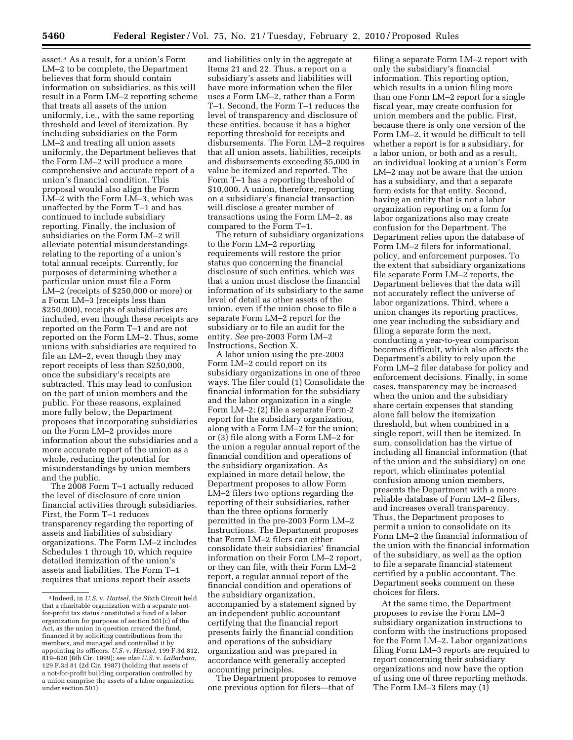asset.[3] As a result, for a union's Form LM–2 to be complete, the Department believes that form should contain information on subsidiaries, as this will result in a Form LM–2 reporting scheme that treats all assets of the union uniformly, i.e., with the same reporting threshold and level of itemization. By including subsidiaries on the Form LM–2 and treating all union assets uniformly, the Department believes that the Form LM–2 will produce a more comprehensive and accurate report of a union's financial condition. This proposal would also align the Form LM–2 with the Form LM–3, which was unaffected by the Form T–1 and has continued to include subsidiary reporting. Finally, the inclusion of subsidiaries on the Form LM–2 will alleviate potential misunderstandings relating to the reporting of a union's total annual receipts. Currently, for purposes of determining whether a particular union must file a Form LM–2 (receipts of $250,000 or more) or a Form LM–3 (receipts less than $250,000), receipts of subsidiaries are included, even though these receipts are reported on the Form T–1 and are not reported on the Form LM–2. Thus, some unions with subsidiaries are required to file an LM–2, even though they may report receipts of less than $250,000, once the subsidiary's receipts are subtracted. This may lead to confusion on the part of union members and the public. For these reasons, explained more fully below, the Department proposes that incorporating subsidiaries on the Form LM–2 provides more information about the subsidiaries and a more accurate report of the union as a whole, reducing the potential for misunderstandings by union members and the public.

The 2008 Form T–1 actually reduced the level of disclosure of core union financial activities through subsidiaries. First, the Form T–1 reduces transparency regarding the reporting of assets and liabilities of subsidiary organizations. The Form LM–2 includes Schedules 1 through 10, which require detailed itemization of the union's assets and liabilities. The Form T–1 requires that unions report their assets and liabilities only in the aggregate at Items 21 and 22. Thus, a report on a subsidiary's assets and liabilities will have more information when the filer uses a Form LM–2, rather than a Form T–1. Second, the Form T–1 reduces the level of transparency and disclosure of these entities, because it has a higher reporting threshold for receipts and disbursements. The Form LM–2 requires that all union assets, liabilities, receipts and disbursements exceeding $5,000 in value be itemized and reported. The Form T–1 has a reporting threshold of $10,000. A union, therefore, reporting on a subsidiary's financial transaction will disclose a greater number of transactions using the Form LM–2, as compared to the Form T–1.

The return of subsidiary organizations to the Form LM–2 reporting requirements will restore the prior status quo concerning the financial disclosure of such entities, which was that a union must disclose the financial information of its subsidiary to the same level of detail as other assets of the union, even if the union chose to file a separate Form LM–2 report for the subsidiary or to file an audit for the entity. *See* pre-2003 Form LM–2 Instructions, Section X.

A labor union using the pre-2003 Form LM–2 could report on its subsidiary organizations in one of three ways. The filer could (1) Consolidate the financial information for the subsidiary and the labor organization in a single Form LM–2; (2) file a separate Form-2 report for the subsidiary organization, along with a Form LM–2 for the union; or (3) file along with a Form LM–2 for the union a regular annual report of the financial condition and operations of the subsidiary organization. As explained in more detail below, the Department proposes to allow Form LM–2 filers two options regarding the reporting of their subsidiaries, rather than the three options formerly permitted in the pre-2003 Form LM–2 Instructions. The Department proposes that Form LM–2 filers can either consolidate their subsidiaries' financial information on their Form LM–2 report, or they can file, with their Form LM–2 report, a regular annual report of the financial condition and operations of the subsidiary organization, accompanied by a statement signed by an independent public accountant certifying that the financial report presents fairly the financial condition and operations of the subsidiary organization and was prepared in accordance with generally accepted accounting principles.

The Department proposes to remove one previous option for filers—that of filing a separate Form LM–2 report with only the subsidiary's financial information. This reporting option, which results in a union filing more than one Form LM–2 report for a single fiscal year, may create confusion for union members and the public. First, because there is only one version of the Form LM–2, it would be difficult to tell whether a report is for a subsidiary, for a labor union, or both and as a result, an individual looking at a union's Form LM–2 may not be aware that the union has a subsidiary, and that a separate form exists for that entity. Second, having an entity that is not a labor organization reporting on a form for labor organizations also may create confusion for the Department. The Department relies upon the database of Form LM–2 filers for informational, policy, and enforcement purposes. To the extent that subsidiary organizations file separate Form LM–2 reports, the Department believes that the data will not accurately reflect the universe of labor organizations. Third, where a union changes its reporting practices, one year including the subsidiary and filing a separate form the next, conducting a year-to-year comparison becomes difficult, which also affects the Department's ability to rely upon the Form LM–2 filer database for policy and enforcement decisions. Finally, in some cases, transparency may be increased when the union and the subsidiary share certain expenses that standing alone fall below the itemization threshold, but when combined in a single report, will then be itemized. In sum, consolidation has the virtue of including all financial information (that of the union and the subsidiary) on one report, which eliminates potential confusion among union members, presents the Department with a more reliable database of Form LM–2 filers, and increases overall transparency. Thus, the Department proposes to permit a union to consolidate on its Form LM–2 the financial information of the union with the financial information of the subsidiary, as well as the option to file a separate financial statement certified by a public accountant. The Department seeks comment on these choices for filers.

At the same time, the Department proposes to revise the Form LM–3 subsidiary organization instructions to conform with the instructions proposed for the Form LM–2. Labor organizations filing Form LM–3 reports are required to report concerning their subsidiary organizations and now have the option of using one of three reporting methods. The Form LM–3 filers may (1)

---

[3] Indeed, in *U.S.* v. *Hartsel,* the Sixth Circuit held that a charitable organization with a separate not-for-profit tax status constituted a fund of a labor organization for purposes of section 501(c) of the Act, as the union in question created the fund, financed it by soliciting contributions from the members, and managed and controlled it by appointing its officers. *U.S.* v. *Hartsel,* 199 F.3d 812, 819–820 (6th Cir. 1999); *see also U.S.* v. *LaBarbara,* 129 F.3d 81 (2d Cir. 1987) (holding that assets of a not-for-profit building corporation controlled by a union comprise the assets of a labor organization under section 501).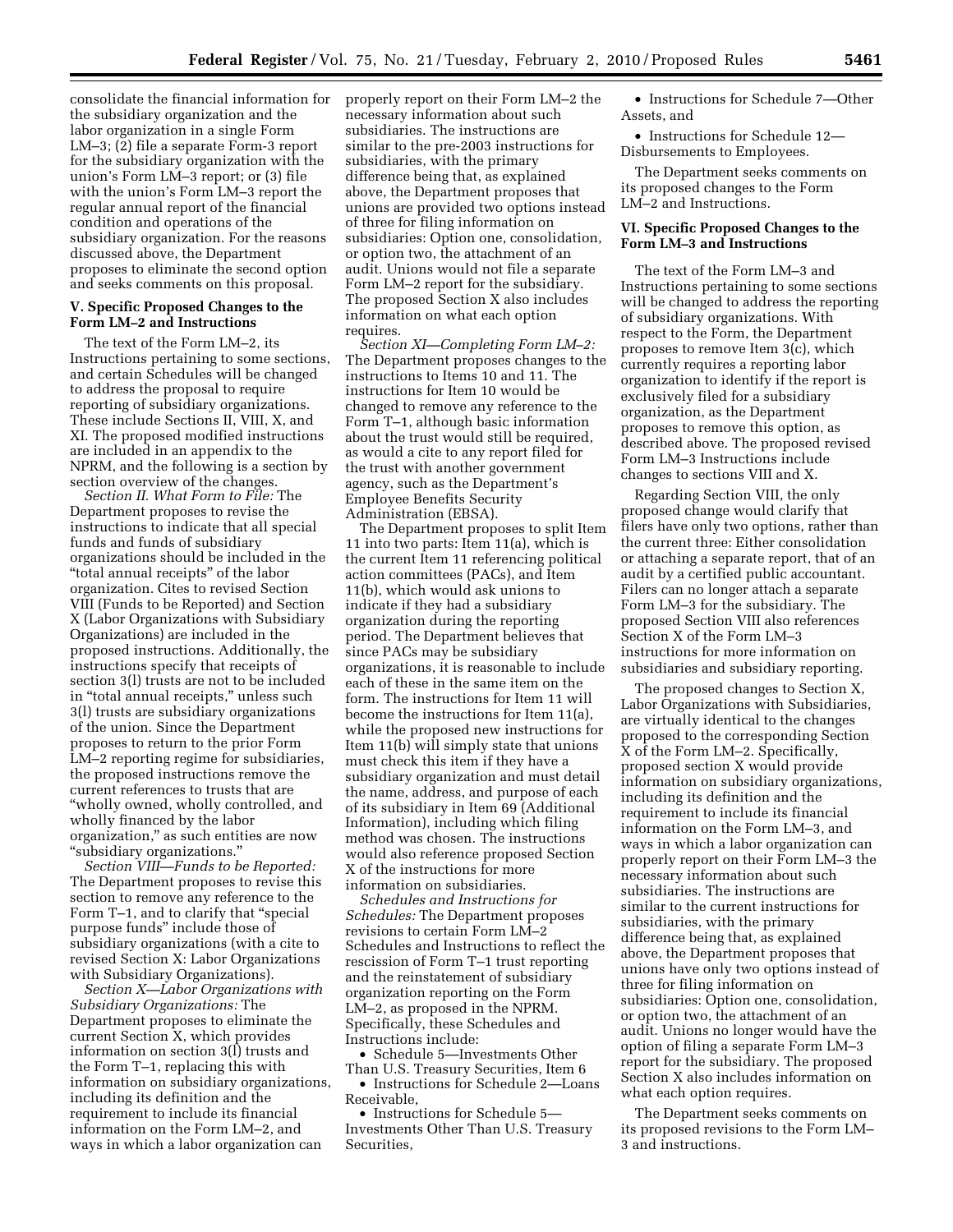consolidate the financial information for the subsidiary organization and the labor organization in a single Form LM–3; (2) file a separate Form-3 report for the subsidiary organization with the union's Form LM–3 report; or (3) file with the union's Form LM–3 report the regular annual report of the financial condition and operations of the subsidiary organization. For the reasons discussed above, the Department proposes to eliminate the second option and seeks comments on this proposal.

### V. Specific Proposed Changes to the Form LM–2 and Instructions

The text of the Form LM–2, its Instructions pertaining to some sections, and certain Schedules will be changed to address the proposal to require reporting of subsidiary organizations. These include Sections II, VIII, X, and XI. The proposed modified instructions are included in an appendix to the NPRM, and the following is a section by section overview of the changes.

*Section II. What Form to File:* The Department proposes to revise the instructions to indicate that all special funds and funds of subsidiary organizations should be included in the "total annual receipts" of the labor organization. Cites to revised Section VIII (Funds to be Reported) and Section X (Labor Organizations with Subsidiary Organizations) are included in the proposed instructions. Additionally, the instructions specify that receipts of section 3(l) trusts are not to be included in "total annual receipts," unless such 3(l) trusts are subsidiary organizations of the union. Since the Department proposes to return to the prior Form LM–2 reporting regime for subsidiaries, the proposed instructions remove the current references to trusts that are "wholly owned, wholly controlled, and wholly financed by the labor organization," as such entities are now "subsidiary organizations."

*Section VIII—Funds to be Reported:* The Department proposes to revise this section to remove any reference to the Form T–1, and to clarify that "special purpose funds" include those of subsidiary organizations (with a cite to revised Section X: Labor Organizations with Subsidiary Organizations).

*Section X—Labor Organizations with Subsidiary Organizations:* The Department proposes to eliminate the current Section X, which provides information on section 3(l) trusts and the Form T–1, replacing this with information on subsidiary organizations, including its definition and the requirement to include its financial information on the Form LM–2, and ways in which a labor organization can properly report on their Form LM–2 the necessary information about such subsidiaries. The instructions are similar to the pre-2003 instructions for subsidiaries, with the primary difference being that, as explained above, the Department proposes that unions are provided two options instead of three for filing information on subsidiaries: Option one, consolidation, or option two, the attachment of an audit. Unions would not file a separate Form LM–2 report for the subsidiary. The proposed Section X also includes information on what each option requires.

*Section XI—Completing Form LM–2:* The Department proposes changes to the instructions to Items 10 and 11. The instructions for Item 10 would be changed to remove any reference to the Form T–1, although basic information about the trust would still be required, as would a cite to any report filed for the trust with another government agency, such as the Department's Employee Benefits Security Administration (EBSA).

The Department proposes to split Item 11 into two parts: Item 11(a), which is the current Item 11 referencing political action committees (PACs), and Item 11(b), which would ask unions to indicate if they had a subsidiary organization during the reporting period. The Department believes that since PACs may be subsidiary organizations, it is reasonable to include each of these in the same item on the form. The instructions for Item 11 will become the instructions for Item 11(a), while the proposed new instructions for Item 11(b) will simply state that unions must check this item if they have a subsidiary organization and must detail the name, address, and purpose of each of its subsidiary in Item 69 (Additional Information), including which filing method was chosen. The instructions would also reference proposed Section X of the instructions for more information on subsidiaries.

*Schedules and Instructions for Schedules:* The Department proposes revisions to certain Form LM–2 Schedules and Instructions to reflect the rescission of Form T–1 trust reporting and the reinstatement of subsidiary organization reporting on the Form LM–2, as proposed in the NPRM. Specifically, these Schedules and Instructions include:

- Schedule 5—Investments Other Than U.S. Treasury Securities, Item 6
- Instructions for Schedule 2—Loans Receivable,
- Instructions for Schedule 5—Investments Other Than U.S. Treasury Securities,
- Instructions for Schedule 7—Other Assets, and
- Instructions for Schedule 12—Disbursements to Employees.

The Department seeks comments on its proposed changes to the Form LM–2 and Instructions.

### VI. Specific Proposed Changes to the Form LM–3 and Instructions

The text of the Form LM–3 and Instructions pertaining to some sections will be changed to address the reporting of subsidiary organizations. With respect to the Form, the Department proposes to remove Item 3(c), which currently requires a reporting labor organization to identify if the report is exclusively filed for a subsidiary organization, as the Department proposes to remove this option, as described above. The proposed revised Form LM–3 Instructions include changes to sections VIII and X.

Regarding Section VIII, the only proposed change would clarify that filers have only two options, rather than the current three: Either consolidation or attaching a separate report, that of an audit by a certified public accountant. Filers can no longer attach a separate Form LM–3 for the subsidiary. The proposed Section VIII also references Section X of the Form LM–3 instructions for more information on subsidiaries and subsidiary reporting.

The proposed changes to Section X, Labor Organizations with Subsidiaries, are virtually identical to the changes proposed to the corresponding Section X of the Form LM–2. Specifically, proposed section X would provide information on subsidiary organizations, including its definition and the requirement to include its financial information on the Form LM–3, and ways in which a labor organization can properly report on their Form LM–3 the necessary information about such subsidiaries. The instructions are similar to the current instructions for subsidiaries, with the primary difference being that, as explained above, the Department proposes that unions have only two options instead of three for filing information on subsidiaries: Option one, consolidation, or option two, the attachment of an audit. Unions no longer would have the option of filing a separate Form LM–3 report for the subsidiary. The proposed Section X also includes information on what each option requires.

The Department seeks comments on its proposed revisions to the Form LM–3 and instructions.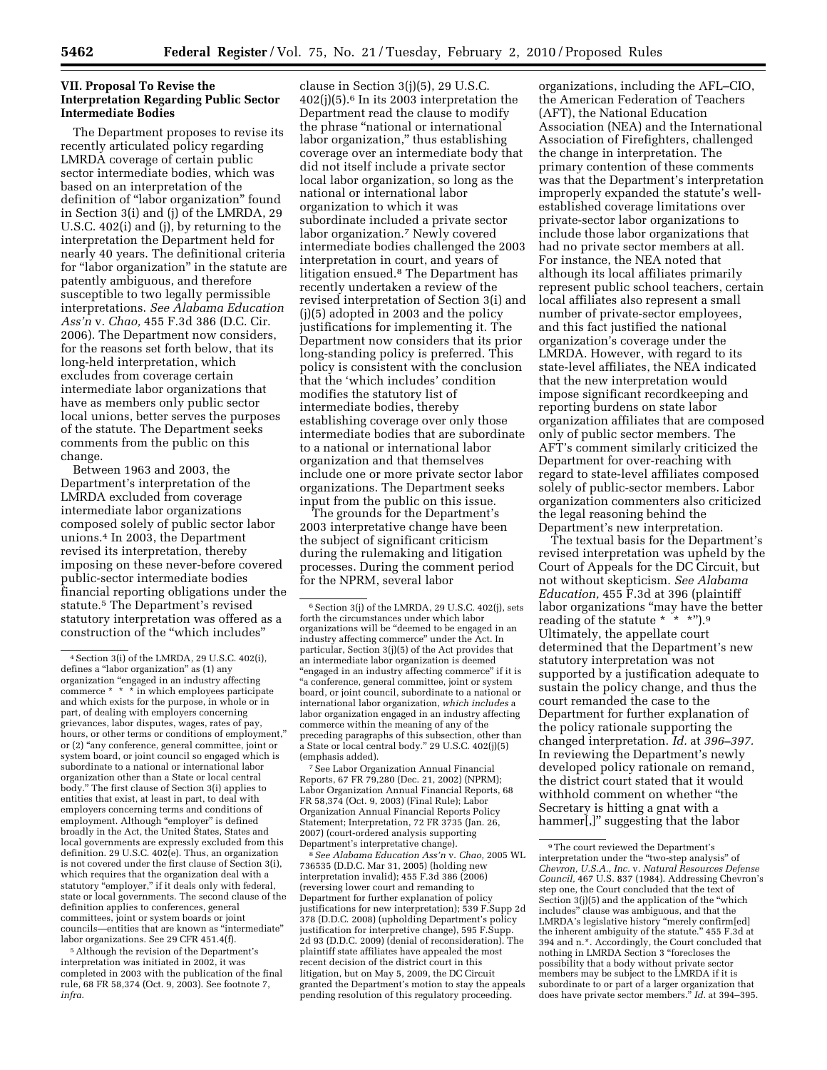### VII. Proposal To Revise the Interpretation Regarding Public Sector Intermediate Bodies

The Department proposes to revise its recently articulated policy regarding LMRDA coverage of certain public sector intermediate bodies, which was based on an interpretation of the definition of "labor organization" found in Section 3(i) and (j) of the LMRDA, 29 U.S.C. 402(i) and (j), by returning to the interpretation the Department held for nearly 40 years. The definitional criteria for "labor organization" in the statute are patently ambiguous, and therefore susceptible to two legally permissible interpretations. *See Alabama Education Ass'n* v. *Chao,* 455 F.3d 386 (D.C. Cir. 2006). The Department now considers, for the reasons set forth below, that its long-held interpretation, which excludes from coverage certain intermediate labor organizations that have as members only public sector local unions, better serves the purposes of the statute. The Department seeks comments from the public on this change.

Between 1963 and 2003, the Department's interpretation of the LMRDA excluded from coverage intermediate labor organizations composed solely of public sector labor unions.[4] In 2003, the Department revised its interpretation, thereby imposing on these never-before covered public-sector intermediate bodies financial reporting obligations under the statute.[5] The Department's revised statutory interpretation was offered as a construction of the "which includes" clause in Section 3(j)(5), 29 U.S.C. 402(j)(5).[6] In its 2003 interpretation the Department read the clause to modify the phrase "national or international labor organization," thus establishing coverage over an intermediate body that did not itself include a private sector local labor organization, so long as the national or international labor organization to which it was subordinate included a private sector labor organization.[7] Newly covered intermediate bodies challenged the 2003 interpretation in court, and years of litigation ensued.[8] The Department has recently undertaken a review of the revised interpretation of Section 3(i) and (j)(5) adopted in 2003 and the policy justifications for implementing it. The Department now considers that its prior long-standing policy is preferred. This policy is consistent with the conclusion that the 'which includes' condition modifies the statutory list of intermediate bodies, thereby establishing coverage over only those intermediate bodies that are subordinate to a national or international labor organization and that themselves include one or more private sector labor organizations. The Department seeks input from the public on this issue.

The grounds for the Department's 2003 interpretative change have been the subject of significant criticism during the rulemaking and litigation processes. During the comment period for the NPRM, several labor organizations, including the AFL–CIO, the American Federation of Teachers (AFT), the National Education Association (NEA) and the International Association of Firefighters, challenged the change in interpretation. The primary contention of these comments was that the Department's interpretation improperly expanded the statute's well-established coverage limitations over private-sector labor organizations to include those labor organizations that had no private sector members at all. For instance, the NEA noted that although its local affiliates primarily represent public school teachers, certain local affiliates also represent a small number of private-sector employees, and this fact justified the national organization's coverage under the LMRDA. However, with regard to its state-level affiliates, the NEA indicated that the new interpretation would impose significant recordkeeping and reporting burdens on state labor organization affiliates that are composed only of public sector members. The AFT's comment similarly criticized the Department for over-reaching with regard to state-level affiliates composed solely of public-sector members. Labor organization commenters also criticized the legal reasoning behind the Department's new interpretation.

The textual basis for the Department's revised interpretation was upheld by the Court of Appeals for the DC Circuit, but not without skepticism. *See Alabama Education,* 455 F.3d at 396 (plaintiff labor organizations "may have the better reading of the statute * * *").[9] Ultimately, the appellate court determined that the Department's new statutory interpretation was not supported by a justification adequate to sustain the policy change, and thus the court remanded the case to the Department for further explanation of the policy rationale supporting the changed interpretation. *Id.* at *396–397.* In reviewing the Department's newly developed policy rationale on remand, the district court stated that it would withhold comment on whether "the Secretary is hitting a gnat with a hammer[,]" suggesting that the labor

---

[4] Section 3(i) of the LMRDA, 29 U.S.C. 402(i), defines a "labor organization" as (1) any organization "engaged in an industry affecting commerce * * * in which employees participate and which exists for the purpose, in whole or in part, of dealing with employers concerning grievances, labor disputes, wages, rates of pay, hours, or other terms or conditions of employment," or (2) "any conference, general committee, joint or system board, or joint council so engaged which is subordinate to a national or international labor organization other than a State or local central body." The first clause of Section 3(i) applies to entities that exist, at least in part, to deal with employers concerning terms and conditions of employment. Although "employer" is defined broadly in the Act, the United States, States and local governments are expressly excluded from this definition. 29 U.S.C. 402(e). Thus, an organization is not covered under the first clause of Section 3(i), which requires that the organization deal with a statutory "employer," if it deals only with federal, state or local governments. The second clause of the definition applies to conferences, general committees, joint or system boards or joint councils—entities that are known as "intermediate" labor organizations. See 29 CFR 451.4(f).

[5] Although the revision of the Department's interpretation was initiated in 2002, it was completed in 2003 with the publication of the final rule, 68 FR 58,374 (Oct. 9, 2003). See footnote 7, *infra.*

[6] Section 3(j) of the LMRDA, 29 U.S.C. 402(j), sets forth the circumstances under which labor organizations will be "deemed to be engaged in an industry affecting commerce" under the Act. In particular, Section 3(j)(5) of the Act provides that an intermediate labor organization is deemed "engaged in an industry affecting commerce" if it is "a conference, general committee, joint or system board, or joint council, subordinate to a national or international labor organization, *which includes* a labor organization engaged in an industry affecting commerce within the meaning of any of the preceding paragraphs of this subsection, other than a State or local central body." 29 U.S.C. 402(j)(5) (emphasis added).

[7] See Labor Organization Annual Financial Reports, 67 FR 79,280 (Dec. 21, 2002) (NPRM); Labor Organization Annual Financial Reports, 68 FR 58,374 (Oct. 9, 2003) (Final Rule); Labor Organization Annual Financial Reports Policy Statement; Interpretation, 72 FR 3735 (Jan. 26, 2007) (court-ordered analysis supporting Department's interpretative change).

[8] *See Alabama Education Ass'n* v. *Chao,* 2005 WL 736535 (D.D.C. Mar 31, 2005) (holding new interpretation invalid); 455 F.3d 386 (2006) (reversing lower court and remanding to Department for further explanation of policy justifications for new interpretation); 539 F.Supp 2d 378 (D.D.C. 2008) (upholding Department's policy justification for interpretive change), 595 F.Supp. 2d 93 (D.D.C. 2009) (denial of reconsideration). The plaintiff state affiliates have appealed the most recent decision of the district court in this litigation, but on May 5, 2009, the DC Circuit granted the Department's motion to stay the appeals pending resolution of this regulatory proceeding.

[9] The court reviewed the Department's interpretation under the "two-step analysis" of *Chevron, U.S.A., Inc.* v. *Natural Resources Defense Council,* 467 U.S. 837 (1984). Addressing Chevron's step one, the Court concluded that the text of Section 3(j)(5) and the application of the "which includes" clause was ambiguous, and that the LMRDA's legislative history "merely confirm[ed] the inherent ambiguity of the statute." 455 F.3d at 394 and n.*. Accordingly, the Court concluded that nothing in LMRDA Section 3 "forecloses the possibility that a body without private sector members may be subject to the LMRDA if it is subordinate to or part of a larger organization that does have private sector members." *Id.* at 394–395.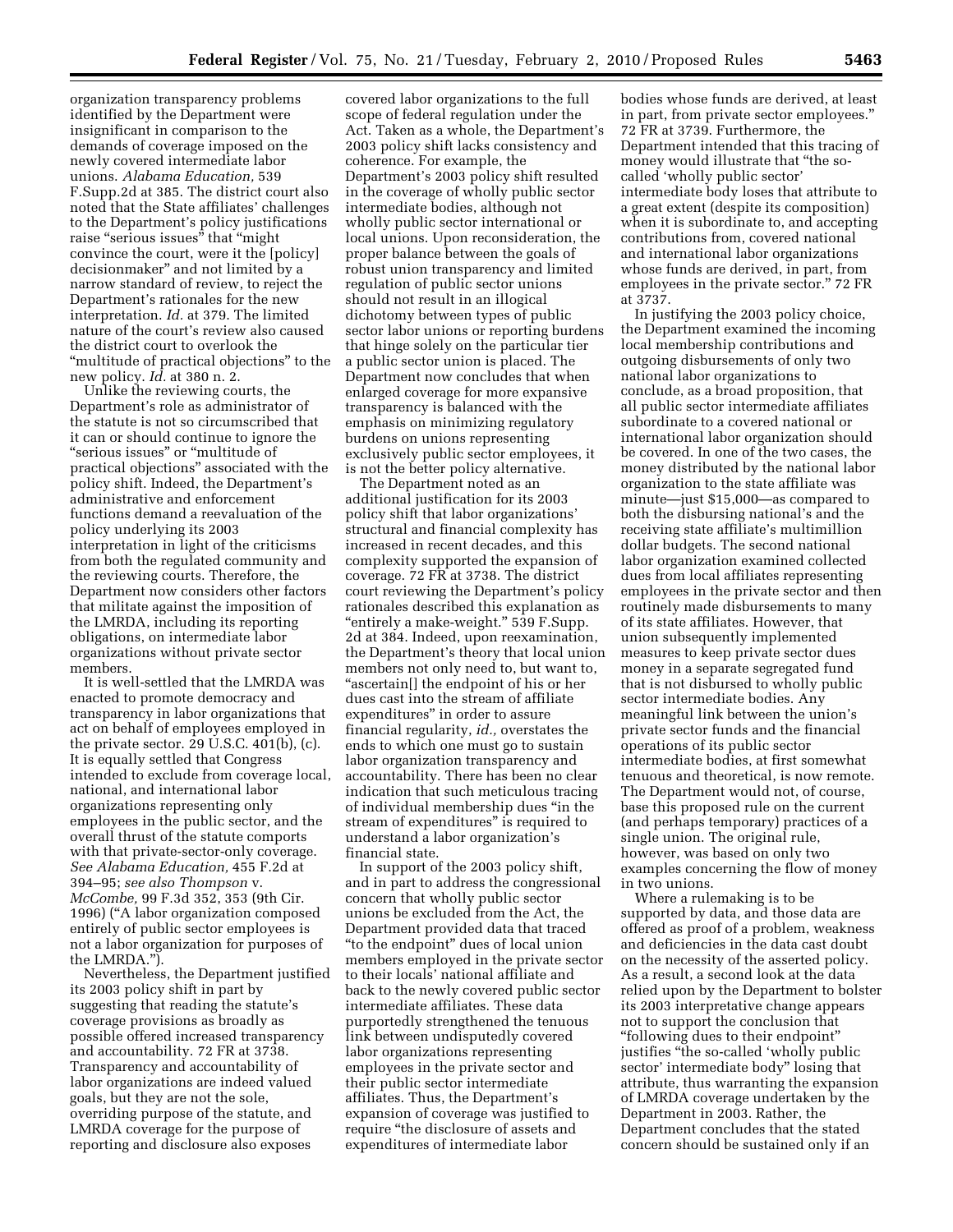organization transparency problems identified by the Department were insignificant in comparison to the demands of coverage imposed on the newly covered intermediate labor unions. *Alabama Education,* 539 F.Supp.2d at 385. The district court also noted that the State affiliates' challenges to the Department's policy justifications raise "serious issues" that "might convince the court, were it the [policy] decisionmaker" and not limited by a narrow standard of review, to reject the Department's rationales for the new interpretation. *Id.* at 379. The limited nature of the court's review also caused the district court to overlook the "multitude of practical objections" to the new policy. *Id.* at 380 n. 2.

Unlike the reviewing courts, the Department's role as administrator of the statute is not so circumscribed that it can or should continue to ignore the "serious issues" or "multitude of practical objections" associated with the policy shift. Indeed, the Department's administrative and enforcement functions demand a reevaluation of the policy underlying its 2003 interpretation in light of the criticisms from both the regulated community and the reviewing courts. Therefore, the Department now considers other factors that militate against the imposition of the LMRDA, including its reporting obligations, on intermediate labor organizations without private sector members.

It is well-settled that the LMRDA was enacted to promote democracy and transparency in labor organizations that act on behalf of employees employed in the private sector. 29 U.S.C. 401(b), (c). It is equally settled that Congress intended to exclude from coverage local, national, and international labor organizations representing only employees in the public sector, and the overall thrust of the statute comports with that private-sector-only coverage. *See Alabama Education,* 455 F.2d at 394–95; *see also Thompson* v. *McCombe,* 99 F.3d 352, 353 (9th Cir. 1996) ("A labor organization composed entirely of public sector employees is not a labor organization for purposes of the LMRDA.").

Nevertheless, the Department justified its 2003 policy shift in part by suggesting that reading the statute's coverage provisions as broadly as possible offered increased transparency and accountability. 72 FR at 3738. Transparency and accountability of labor organizations are indeed valued goals, but they are not the sole, overriding purpose of the statute, and LMRDA coverage for the purpose of reporting and disclosure also exposes covered labor organizations to the full scope of federal regulation under the Act. Taken as a whole, the Department's 2003 policy shift lacks consistency and coherence. For example, the Department's 2003 policy shift resulted in the coverage of wholly public sector intermediate bodies, although not wholly public sector international or local unions. Upon reconsideration, the proper balance between the goals of robust union transparency and limited regulation of public sector unions should not result in an illogical dichotomy between types of public sector labor unions or reporting burdens that hinge solely on the particular tier a public sector union is placed. The Department now concludes that when enlarged coverage for more expansive transparency is balanced with the emphasis on minimizing regulatory burdens on unions representing exclusively public sector employees, it is not the better policy alternative.

The Department noted as an additional justification for its 2003 policy shift that labor organizations' structural and financial complexity has increased in recent decades, and this complexity supported the expansion of coverage. 72 FR at 3738. The district court reviewing the Department's policy rationales described this explanation as "entirely a make-weight." 539 F.Supp. 2d at 384. Indeed, upon reexamination, the Department's theory that local union members not only need to, but want to, "ascertain[] the endpoint of his or her dues cast into the stream of affiliate expenditures" in order to assure financial regularity, *id.,* overstates the ends to which one must go to sustain labor organization transparency and accountability. There has been no clear indication that such meticulous tracing of individual membership dues "in the stream of expenditures" is required to understand a labor organization's financial state.

In support of the 2003 policy shift, and in part to address the congressional concern that wholly public sector unions be excluded from the Act, the Department provided data that traced "to the endpoint" dues of local union members employed in the private sector to their locals' national affiliate and back to the newly covered public sector intermediate affiliates. These data purportedly strengthened the tenuous link between undisputedly covered labor organizations representing employees in the private sector and their public sector intermediate affiliates. Thus, the Department's expansion of coverage was justified to require "the disclosure of assets and expenditures of intermediate labor bodies whose funds are derived, at least in part, from private sector employees." 72 FR at 3739. Furthermore, the Department intended that this tracing of money would illustrate that "the so-called 'wholly public sector' intermediate body loses that attribute to a great extent (despite its composition) when it is subordinate to, and accepting contributions from, covered national and international labor organizations whose funds are derived, in part, from employees in the private sector." 72 FR at 3737.

In justifying the 2003 policy choice, the Department examined the incoming local membership contributions and outgoing disbursements of only two national labor organizations to conclude, as a broad proposition, that all public sector intermediate affiliates subordinate to a covered national or international labor organization should be covered. In one of the two cases, the money distributed by the national labor organization to the state affiliate was minute—just $15,000—as compared to both the disbursing national's and the receiving state affiliate's multimillion dollar budgets. The second national labor organization examined collected dues from local affiliates representing employees in the private sector and then routinely made disbursements to many of its state affiliates. However, that union subsequently implemented measures to keep private sector dues money in a separate segregated fund that is not disbursed to wholly public sector intermediate bodies. Any meaningful link between the union's private sector funds and the financial operations of its public sector intermediate bodies, at first somewhat tenuous and theoretical, is now remote. The Department would not, of course, base this proposed rule on the current (and perhaps temporary) practices of a single union. The original rule, however, was based on only two examples concerning the flow of money in two unions.

Where a rulemaking is to be supported by data, and those data are offered as proof of a problem, weakness and deficiencies in the data cast doubt on the necessity of the asserted policy. As a result, a second look at the data relied upon by the Department to bolster its 2003 interpretative change appears not to support the conclusion that "following dues to their endpoint" justifies "the so-called 'wholly public sector' intermediate body" losing that attribute, thus warranting the expansion of LMRDA coverage undertaken by the Department in 2003. Rather, the Department concludes that the stated concern should be sustained only if an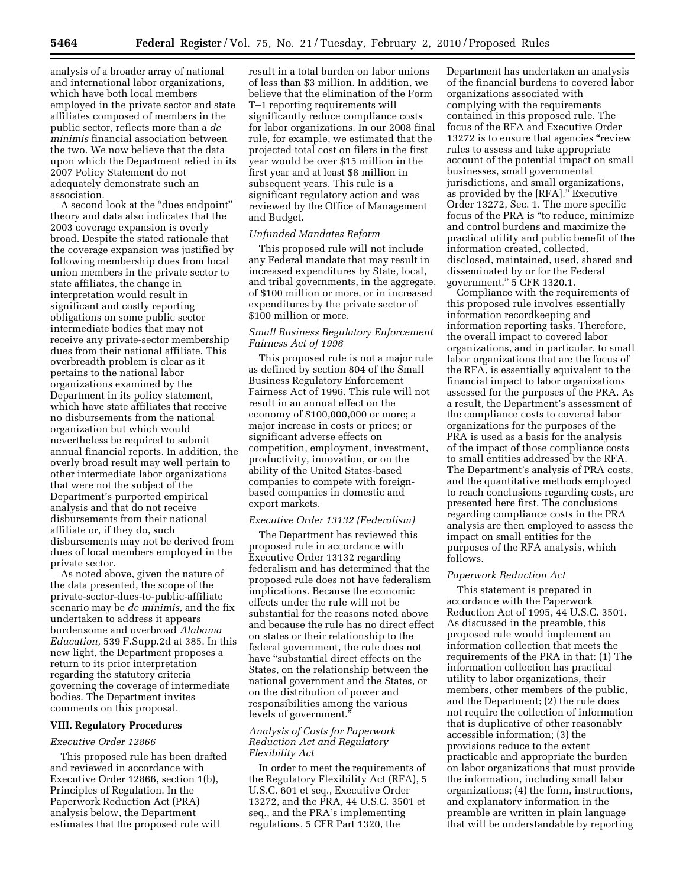analysis of a broader array of national and international labor organizations, which have both local members employed in the private sector and state affiliates composed of members in the public sector, reflects more than a *de minimis* financial association between the two. We now believe that the data upon which the Department relied in its 2007 Policy Statement do not adequately demonstrate such an association.

A second look at the "dues endpoint" theory and data also indicates that the 2003 coverage expansion is overly broad. Despite the stated rationale that the coverage expansion was justified by following membership dues from local union members in the private sector to state affiliates, the change in interpretation would result in significant and costly reporting obligations on some public sector intermediate bodies that may not receive any private-sector membership dues from their national affiliate. This overbreadth problem is clear as it pertains to the national labor organizations examined by the Department in its policy statement, which have state affiliates that receive no disbursements from the national organization but which would nevertheless be required to submit annual financial reports. In addition, the overly broad result may well pertain to other intermediate labor organizations that were not the subject of the Department's purported empirical analysis and that do not receive disbursements from their national affiliate or, if they do, such disbursements may not be derived from dues of local members employed in the private sector.

As noted above, given the nature of the data presented, the scope of the private-sector-dues-to-public-affiliate scenario may be *de minimis,* and the fix undertaken to address it appears burdensome and overbroad *Alabama Education,* 539 F.Supp.2d at 385. In this new light, the Department proposes a return to its prior interpretation regarding the statutory criteria governing the coverage of intermediate bodies. The Department invites comments on this proposal.

## VIII. Regulatory Procedures

### *Executive Order 12866*

This proposed rule has been drafted and reviewed in accordance with Executive Order 12866, section 1(b), Principles of Regulation. In the Paperwork Reduction Act (PRA) analysis below, the Department estimates that the proposed rule will result in a total burden on labor unions of less than $3 million. In addition, we believe that the elimination of the Form T–1 reporting requirements will significantly reduce compliance costs for labor organizations. In our 2008 final rule, for example, we estimated that the projected total cost on filers in the first year would be over $15 million in the first year and at least $8 million in subsequent years. This rule is a significant regulatory action and was reviewed by the Office of Management and Budget.

### *Unfunded Mandates Reform*

This proposed rule will not include any Federal mandate that may result in increased expenditures by State, local, and tribal governments, in the aggregate, of $100 million or more, or in increased expenditures by the private sector of $100 million or more.

### *Small Business Regulatory Enforcement Fairness Act of 1996*

This proposed rule is not a major rule as defined by section 804 of the Small Business Regulatory Enforcement Fairness Act of 1996. This rule will not result in an annual effect on the economy of $100,000,000 or more; a major increase in costs or prices; or significant adverse effects on competition, employment, investment, productivity, innovation, or on the ability of the United States-based companies to compete with foreign-based companies in domestic and export markets.

### *Executive Order 13132 (Federalism)*

The Department has reviewed this proposed rule in accordance with Executive Order 13132 regarding federalism and has determined that the proposed rule does not have federalism implications. Because the economic effects under the rule will not be substantial for the reasons noted above and because the rule has no direct effect on states or their relationship to the federal government, the rule does not have "substantial direct effects on the States, on the relationship between the national government and the States, or on the distribution of power and responsibilities among the various levels of government."

### *Analysis of Costs for Paperwork Reduction Act and Regulatory Flexibility Act*

In order to meet the requirements of the Regulatory Flexibility Act (RFA), 5 U.S.C. 601 et seq., Executive Order 13272, and the PRA, 44 U.S.C. 3501 et seq., and the PRA's implementing regulations, 5 CFR Part 1320, the Department has undertaken an analysis of the financial burdens to covered labor organizations associated with complying with the requirements contained in this proposed rule. The focus of the RFA and Executive Order 13272 is to ensure that agencies "review rules to assess and take appropriate account of the potential impact on small businesses, small governmental jurisdictions, and small organizations, as provided by the [RFA]." Executive Order 13272, Sec. 1. The more specific focus of the PRA is "to reduce, minimize and control burdens and maximize the practical utility and public benefit of the information created, collected, disclosed, maintained, used, shared and disseminated by or for the Federal government." 5 CFR 1320.1.

Compliance with the requirements of this proposed rule involves essentially information recordkeeping and information reporting tasks. Therefore, the overall impact to covered labor organizations, and in particular, to small labor organizations that are the focus of the RFA, is essentially equivalent to the financial impact to labor organizations assessed for the purposes of the PRA. As a result, the Department's assessment of the compliance costs to covered labor organizations for the purposes of the PRA is used as a basis for the analysis of the impact of those compliance costs to small entities addressed by the RFA. The Department's analysis of PRA costs, and the quantitative methods employed to reach conclusions regarding costs, are presented here first. The conclusions regarding compliance costs in the PRA analysis are then employed to assess the impact on small entities for the purposes of the RFA analysis, which follows.

### *Paperwork Reduction Act*

This statement is prepared in accordance with the Paperwork Reduction Act of 1995, 44 U.S.C. 3501. As discussed in the preamble, this proposed rule would implement an information collection that meets the requirements of the PRA in that: (1) The information collection has practical utility to labor organizations, their members, other members of the public, and the Department; (2) the rule does not require the collection of information that is duplicative of other reasonably accessible information; (3) the provisions reduce to the extent practicable and appropriate the burden on labor organizations that must provide the information, including small labor organizations; (4) the form, instructions, and explanatory information in the preamble are written in plain language that will be understandable by reporting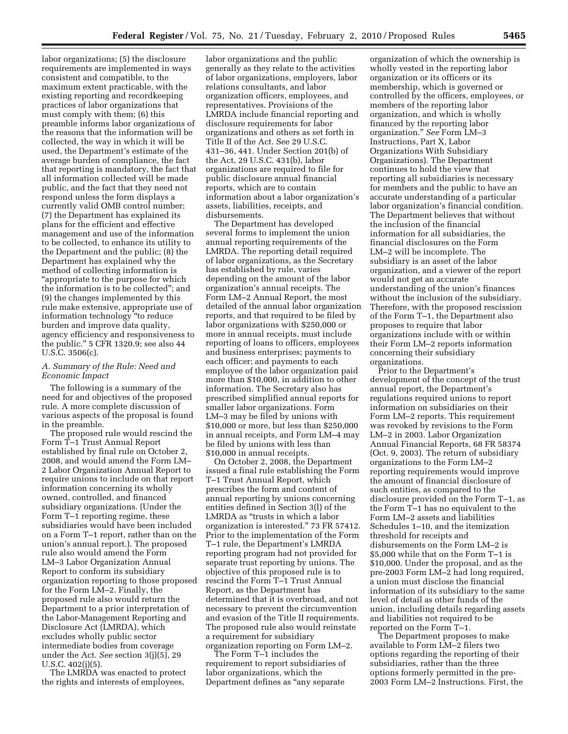labor organizations; (5) the disclosure requirements are implemented in ways consistent and compatible, to the maximum extent practicable, with the existing reporting and recordkeeping practices of labor organizations that must comply with them; (6) this preamble informs labor organizations of the reasons that the information will be collected, the way in which it will be used, the Department's estimate of the average burden of compliance, the fact that reporting is mandatory, the fact that all information collected will be made public, and the fact that they need not respond unless the form displays a currently valid OMB control number; (7) the Department has explained its plans for the efficient and effective management and use of the information to be collected, to enhance its utility to the Department and the public; (8) the Department has explained why the method of collecting information is "appropriate to the purpose for which the information is to be collected"; and (9) the changes implemented by this rule make extensive, appropriate use of information technology "to reduce burden and improve data quality, agency efficiency and responsiveness to the public." 5 CFR 1320.9; see also 44 U.S.C. 3506(c).

### *A. Summary of the Rule: Need and Economic Impact*

The following is a summary of the need for and objectives of the proposed rule. A more complete discussion of various aspects of the proposal is found in the preamble.

The proposed rule would rescind the Form T–1 Trust Annual Report established by final rule on October 2, 2008, and would amend the Form LM–2 Labor Organization Annual Report to require unions to include on that report information concerning its wholly owned, controlled, and financed subsidiary organizations. (Under the Form T–1 reporting regime, these subsidiaries would have been included on a Form T–1 report, rather than on the union's annual report.). The proposed rule also would amend the Form LM–3 Labor Organization Annual Report to conform its subsidiary organization reporting to those proposed for the Form LM–2. Finally, the proposed rule also would return the Department to a prior interpretation of the Labor-Management Reporting and Disclosure Act (LMRDA), which excludes wholly public sector intermediate bodies from coverage under the Act. *See* section 3(j)(5), 29 U.S.C. 402(j)(5).

The LMRDA was enacted to protect the rights and interests of employees, labor organizations and the public generally as they relate to the activities of labor organizations, employers, labor relations consultants, and labor organization officers, employees, and representatives. Provisions of the LMRDA include financial reporting and disclosure requirements for labor organizations and others as set forth in Title II of the Act. See 29 U.S.C. 431–36, 441. Under Section 201(b) of the Act, 29 U.S.C. 431(b), labor organizations are required to file for public disclosure annual financial reports, which are to contain information about a labor organization's assets, liabilities, receipts, and disbursements.

The Department has developed several forms to implement the union annual reporting requirements of the LMRDA. The reporting detail required of labor organizations, as the Secretary has established by rule, varies depending on the amount of the labor organization's annual receipts. The Form LM–2 Annual Report, the most detailed of the annual labor organization reports, and that required to be filed by labor organizations with $250,000 or more in annual receipts, must include reporting of loans to officers, employees and business enterprises; payments to each officer; and payments to each employee of the labor organization paid more than $10,000, in addition to other information. The Secretary also has prescribed simplified annual reports for smaller labor organizations. Form LM–3 may be filed by unions with $10,000 or more, but less than $250,000 in annual receipts, and Form LM–4 may be filed by unions with less than $10,000 in annual receipts.

On October 2, 2008, the Department issued a final rule establishing the Form T–1 Trust Annual Report, which prescribes the form and content of annual reporting by unions concerning entities defined in Section 3(l) of the LMRDA as "trusts in which a labor organization is interested." 73 FR 57412. Prior to the implementation of the Form T–1 rule, the Department's LMRDA reporting program had not provided for separate trust reporting by unions. The objective of this proposed rule is to rescind the Form T–1 Trust Annual Report, as the Department has determined that it is overbroad, and not necessary to prevent the circumvention and evasion of the Title II requirements. The proposed rule also would reinstate a requirement for subsidiary organization reporting on Form LM–2.

The Form T–1 includes the requirement to report subsidiaries of labor organizations, which the Department defines as "any separate organization of which the ownership is wholly vested in the reporting labor organization or its officers or its membership, which is governed or controlled by the officers, employees, or members of the reporting labor organization, and which is wholly financed by the reporting labor organization." *See* Form LM–3 Instructions, Part X, Labor Organizations With Subsidiary Organizations). The Department continues to hold the view that reporting all subsidiaries is necessary for members and the public to have an accurate understanding of a particular labor organization's financial condition. The Department believes that without the inclusion of the financial information for all subsidiaries, the financial disclosures on the Form LM–2 will be incomplete. The subsidiary is an asset of the labor organization, and a viewer of the report would not get an accurate understanding of the union's finances without the inclusion of the subsidiary. Therefore, with the proposed rescission of the Form T–1, the Department also proposes to require that labor organizations include with or within their Form LM–2 reports information concerning their subsidiary organizations.

Prior to the Department's development of the concept of the trust annual report, the Department's regulations required unions to report information on subsidiaries on their Form LM–2 reports. This requirement was revoked by revisions to the Form LM–2 in 2003. Labor Organization Annual Financial Reports, 68 FR 58374 (Oct. 9, 2003). The return of subsidiary organizations to the Form LM–2 reporting requirements would improve the amount of financial disclosure of such entities, as compared to the disclosure provided on the Form T–1, as the Form T–1 has no equivalent to the Form LM–2 assets and liabilities Schedules 1–10, and the itemization threshold for receipts and disbursements on the Form LM–2 is $5,000 while that on the Form T–1 is $10,000. Under the proposal, and as the pre-2003 Form LM–2 had long required, a union must disclose the financial information of its subsidiary to the same level of detail as other funds of the union, including details regarding assets and liabilities not required to be reported on the Form T–1.

The Department proposes to make available to Form LM–2 filers two options regarding the reporting of their subsidiaries, rather than the three options formerly permitted in the pre-2003 Form LM–2 Instructions. First, the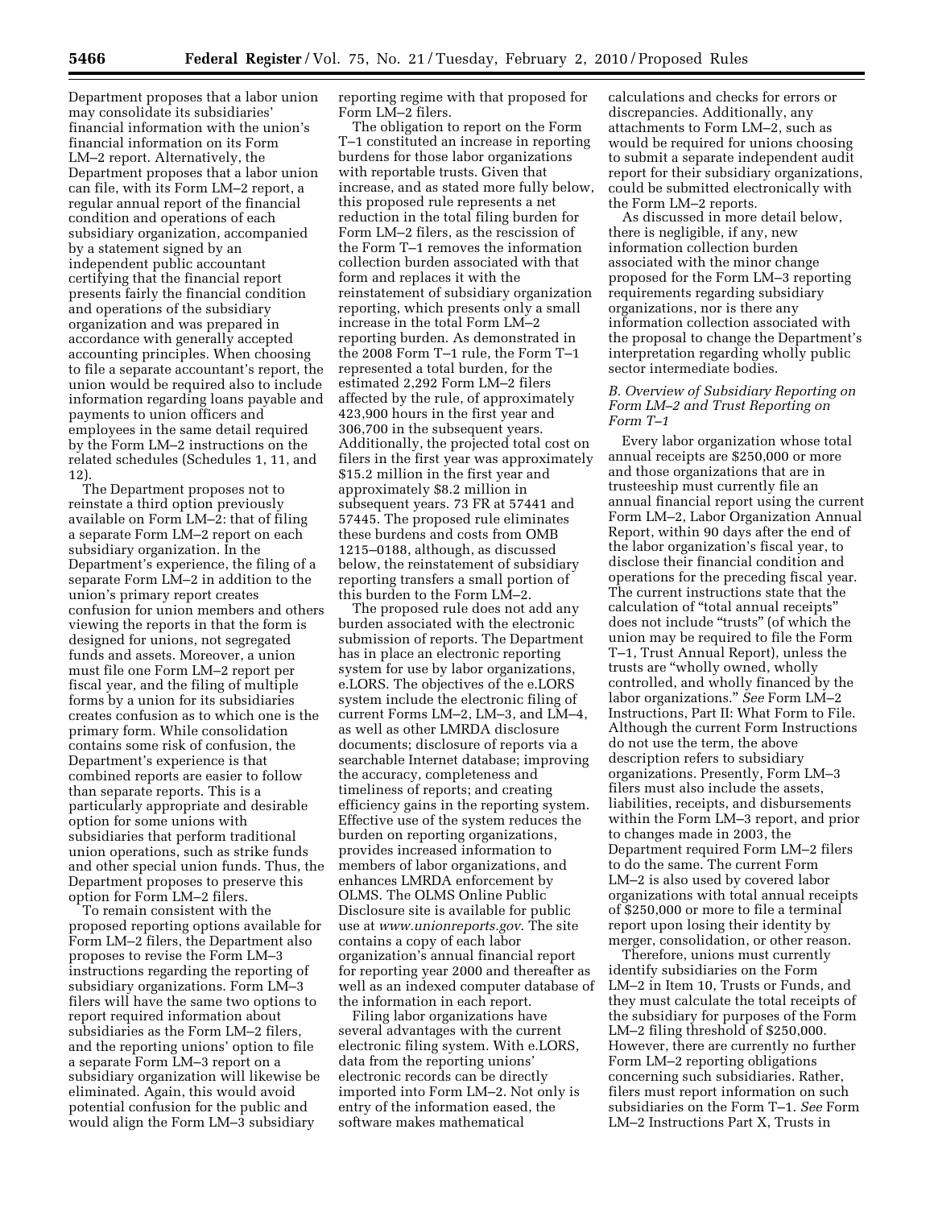Department proposes that a labor union may consolidate its subsidiaries' financial information with the union's financial information on its Form LM–2 report. Alternatively, the Department proposes that a labor union can file, with its Form LM–2 report, a regular annual report of the financial condition and operations of each subsidiary organization, accompanied by a statement signed by an independent public accountant certifying that the financial report presents fairly the financial condition and operations of the subsidiary organization and was prepared in accordance with generally accepted accounting principles. When choosing to file a separate accountant's report, the union would be required also to include information regarding loans payable and payments to union officers and employees in the same detail required by the Form LM–2 instructions on the related schedules (Schedules 1, 11, and 12).

The Department proposes not to reinstate a third option previously available on Form LM–2: that of filing a separate Form LM–2 report on each subsidiary organization. In the Department's experience, the filing of a separate Form LM–2 in addition to the union's primary report creates confusion for union members and others viewing the reports in that the form is designed for unions, not segregated funds and assets. Moreover, a union must file one Form LM–2 report per fiscal year, and the filing of multiple forms by a union for its subsidiaries creates confusion as to which one is the primary form. While consolidation contains some risk of confusion, the Department's experience is that combined reports are easier to follow than separate reports. This is a particularly appropriate and desirable option for some unions with subsidiaries that perform traditional union operations, such as strike funds and other special union funds. Thus, the Department proposes to preserve this option for Form LM–2 filers.

To remain consistent with the proposed reporting options available for Form LM–2 filers, the Department also proposes to revise the Form LM–3 instructions regarding the reporting of subsidiary organizations. Form LM–3 filers will have the same two options to report required information about subsidiaries as the Form LM–2 filers, and the reporting unions' option to file a separate Form LM–3 report on a subsidiary organization will likewise be eliminated. Again, this would avoid potential confusion for the public and would align the Form LM–3 subsidiary reporting regime with that proposed for Form LM–2 filers.

The obligation to report on the Form T–1 constituted an increase in reporting burdens for those labor organizations with reportable trusts. Given that increase, and as stated more fully below, this proposed rule represents a net reduction in the total filing burden for Form LM–2 filers, as the rescission of the Form T–1 removes the information collection burden associated with that form and replaces it with the reinstatement of subsidiary organization reporting, which presents only a small increase in the total Form LM–2 reporting burden. As demonstrated in the 2008 Form T–1 rule, the Form T–1 represented a total burden, for the estimated 2,292 Form LM–2 filers affected by the rule, of approximately 423,900 hours in the first year and 306,700 in the subsequent years. Additionally, the projected total cost on filers in the first year was approximately $15.2 million in the first year and approximately $8.2 million in subsequent years. 73 FR at 57441 and 57445. The proposed rule eliminates these burdens and costs from OMB 1215–0188, although, as discussed below, the reinstatement of subsidiary reporting transfers a small portion of this burden to the Form LM–2.

The proposed rule does not add any burden associated with the electronic submission of reports. The Department has in place an electronic reporting system for use by labor organizations, e.LORS. The objectives of the e.LORS system include the electronic filing of current Forms LM–2, LM–3, and LM–4, as well as other LMRDA disclosure documents; disclosure of reports via a searchable Internet database; improving the accuracy, completeness and timeliness of reports; and creating efficiency gains in the reporting system. Effective use of the system reduces the burden on reporting organizations, provides increased information to members of labor organizations, and enhances LMRDA enforcement by OLMS. The OLMS Online Public Disclosure site is available for public use at *www.unionreports.gov*. The site contains a copy of each labor organization's annual financial report for reporting year 2000 and thereafter as well as an indexed computer database of the information in each report.

Filing labor organizations have several advantages with the current electronic filing system. With e.LORS, data from the reporting unions' electronic records can be directly imported into Form LM–2. Not only is entry of the information eased, the software makes mathematical calculations and checks for errors or discrepancies. Additionally, any attachments to Form LM–2, such as would be required for unions choosing to submit a separate independent audit report for their subsidiary organizations, could be submitted electronically with the Form LM–2 reports.

As discussed in more detail below, there is negligible, if any, new information collection burden associated with the minor change proposed for the Form LM–3 reporting requirements regarding subsidiary organizations, nor is there any information collection associated with the proposal to change the Department's interpretation regarding wholly public sector intermediate bodies.

### *B. Overview of Subsidiary Reporting on Form LM–2 and Trust Reporting on Form T–1*

Every labor organization whose total annual receipts are $250,000 or more and those organizations that are in trusteeship must currently file an annual financial report using the current Form LM–2, Labor Organization Annual Report, within 90 days after the end of the labor organization's fiscal year, to disclose their financial condition and operations for the preceding fiscal year. The current instructions state that the calculation of "total annual receipts" does not include "trusts" (of which the union may be required to file the Form T–1, Trust Annual Report), unless the trusts are "wholly owned, wholly controlled, and wholly financed by the labor organizations." *See* Form LM–2 Instructions, Part II: What Form to File. Although the current Form Instructions do not use the term, the above description refers to subsidiary organizations. Presently, Form LM–3 filers must also include the assets, liabilities, receipts, and disbursements within the Form LM–3 report, and prior to changes made in 2003, the Department required Form LM–2 filers to do the same. The current Form LM–2 is also used by covered labor organizations with total annual receipts of $250,000 or more to file a terminal report upon losing their identity by merger, consolidation, or other reason.

Therefore, unions must currently identify subsidiaries on the Form LM–2 in Item 10, Trusts or Funds, and they must calculate the total receipts of the subsidiary for purposes of the Form LM–2 filing threshold of $250,000. However, there are currently no further Form LM–2 reporting obligations concerning such subsidiaries. Rather, filers must report information on such subsidiaries on the Form T–1. *See* Form LM–2 Instructions Part X, Trusts in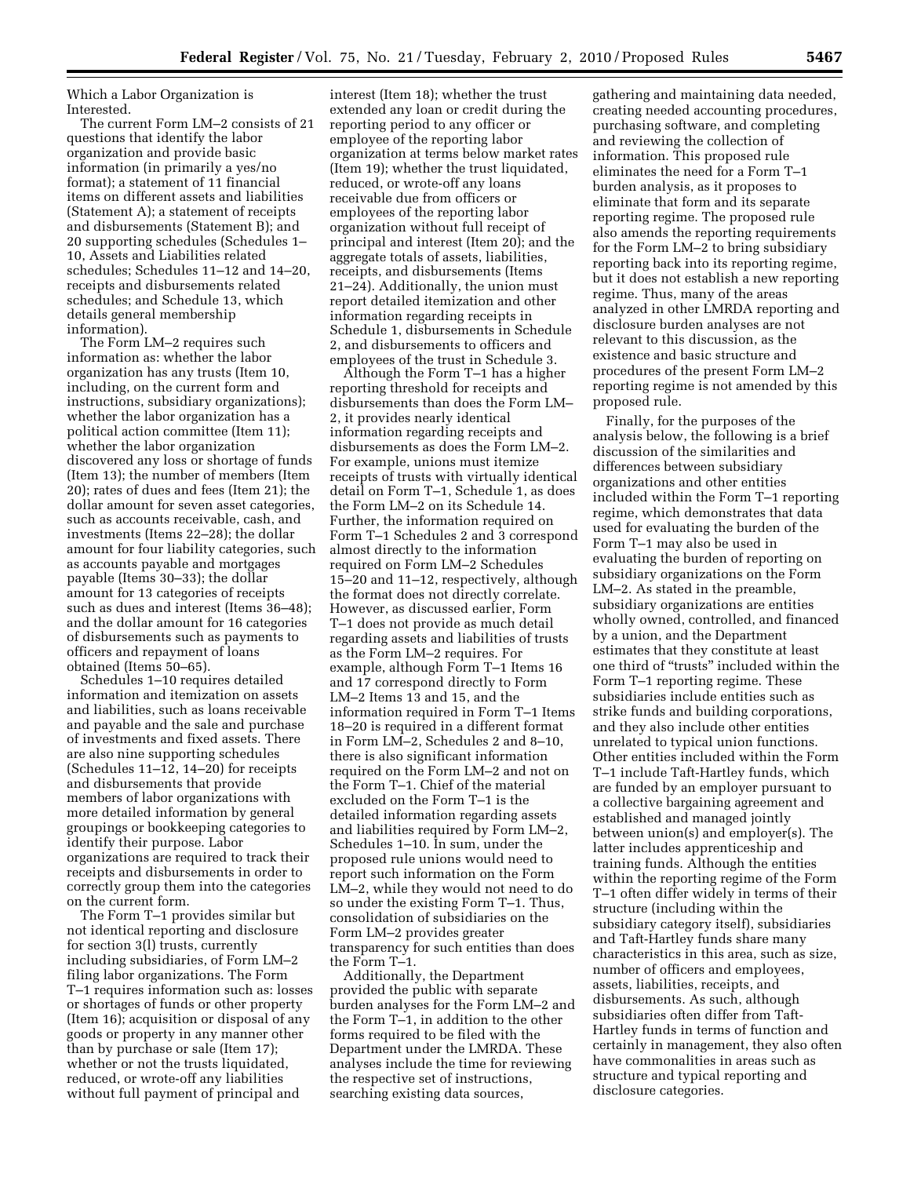Which a Labor Organization is Interested.

The current Form LM–2 consists of 21 questions that identify the labor organization and provide basic information (in primarily a yes/no format); a statement of 11 financial items on different assets and liabilities (Statement A); a statement of receipts and disbursements (Statement B); and 20 supporting schedules (Schedules 1–10, Assets and Liabilities related schedules; Schedules 11–12 and 14–20, receipts and disbursements related schedules; and Schedule 13, which details general membership information).

The Form LM–2 requires such information as: whether the labor organization has any trusts (Item 10, including, on the current form and instructions, subsidiary organizations); whether the labor organization has a political action committee (Item 11); whether the labor organization discovered any loss or shortage of funds (Item 13); the number of members (Item 20); rates of dues and fees (Item 21); the dollar amount for seven asset categories, such as accounts receivable, cash, and investments (Items 22–28); the dollar amount for four liability categories, such as accounts payable and mortgages payable (Items 30–33); the dollar amount for 13 categories of receipts such as dues and interest (Items 36–48); and the dollar amount for 16 categories of disbursements such as payments to officers and repayment of loans obtained (Items 50–65).

Schedules 1–10 requires detailed information and itemization on assets and liabilities, such as loans receivable and payable and the sale and purchase of investments and fixed assets. There are also nine supporting schedules (Schedules 11–12, 14–20) for receipts and disbursements that provide members of labor organizations with more detailed information by general groupings or bookkeeping categories to identify their purpose. Labor organizations are required to track their receipts and disbursements in order to correctly group them into the categories on the current form.

The Form T–1 provides similar but not identical reporting and disclosure for section 3(l) trusts, currently including subsidiaries, of Form LM–2 filing labor organizations. The Form T–1 requires information such as: losses or shortages of funds or other property (Item 16); acquisition or disposal of any goods or property in any manner other than by purchase or sale (Item 17); whether or not the trusts liquidated, reduced, or wrote-off any liabilities without full payment of principal and interest (Item 18); whether the trust extended any loan or credit during the reporting period to any officer or employee of the reporting labor organization at terms below market rates (Item 19); whether the trust liquidated, reduced, or wrote-off any loans receivable due from officers or employees of the reporting labor organization without full receipt of principal and interest (Item 20); and the aggregate totals of assets, liabilities, receipts, and disbursements (Items 21–24). Additionally, the union must report detailed itemization and other information regarding receipts in Schedule 1, disbursements in Schedule 2, and disbursements to officers and employees of the trust in Schedule 3.

Although the Form T–1 has a higher reporting threshold for receipts and disbursements than does the Form LM–2, it provides nearly identical information regarding receipts and disbursements as does the Form LM–2. For example, unions must itemize receipts of trusts with virtually identical detail on Form T–1, Schedule 1, as does the Form LM–2 on its Schedule 14. Further, the information required on Form T–1 Schedules 2 and 3 correspond almost directly to the information required on Form LM–2 Schedules 15–20 and 11–12, respectively, although the format does not directly correlate. However, as discussed earlier, Form T–1 does not provide as much detail regarding assets and liabilities of trusts as the Form LM–2 requires. For example, although Form T–1 Items 16 and 17 correspond directly to Form LM–2 Items 13 and 15, and the information required in Form T–1 Items 18–20 is required in a different format in Form LM–2, Schedules 2 and 8–10, there is also significant information required on the Form LM–2 and not on the Form T–1. Chief of the material excluded on the Form T–1 is the detailed information regarding assets and liabilities required by Form LM–2, Schedules 1–10. In sum, under the proposed rule unions would need to report such information on the Form LM–2, while they would not need to do so under the existing Form T–1. Thus, consolidation of subsidiaries on the Form LM–2 provides greater transparency for such entities than does the Form T–1.

Additionally, the Department provided the public with separate burden analyses for the Form LM–2 and the Form T–1, in addition to the other forms required to be filed with the Department under the LMRDA. These analyses include the time for reviewing the respective set of instructions, searching existing data sources, gathering and maintaining data needed, creating needed accounting procedures, purchasing software, and completing and reviewing the collection of information. This proposed rule eliminates the need for a Form T–1 burden analysis, as it proposes to eliminate that form and its separate reporting regime. The proposed rule also amends the reporting requirements for the Form LM–2 to bring subsidiary reporting back into its reporting regime, but it does not establish a new reporting regime. Thus, many of the areas analyzed in other LMRDA reporting and disclosure burden analyses are not relevant to this discussion, as the existence and basic structure and procedures of the present Form LM–2 reporting regime is not amended by this proposed rule.

Finally, for the purposes of the analysis below, the following is a brief discussion of the similarities and differences between subsidiary organizations and other entities included within the Form T–1 reporting regime, which demonstrates that data used for evaluating the burden of the Form T–1 may also be used in evaluating the burden of reporting on subsidiary organizations on the Form LM–2. As stated in the preamble, subsidiary organizations are entities wholly owned, controlled, and financed by a union, and the Department estimates that they constitute at least one third of "trusts" included within the Form T–1 reporting regime. These subsidiaries include entities such as strike funds and building corporations, and they also include other entities unrelated to typical union functions. Other entities included within the Form T–1 include Taft-Hartley funds, which are funded by an employer pursuant to a collective bargaining agreement and established and managed jointly between union(s) and employer(s). The latter includes apprenticeship and training funds. Although the entities within the reporting regime of the Form T–1 often differ widely in terms of their structure (including within the subsidiary category itself), subsidiaries and Taft-Hartley funds share many characteristics in this area, such as size, number of officers and employees, assets, liabilities, receipts, and disbursements. As such, although subsidiaries often differ from Taft-Hartley funds in terms of function and certainly in management, they also often have commonalities in areas such as structure and typical reporting and disclosure categories.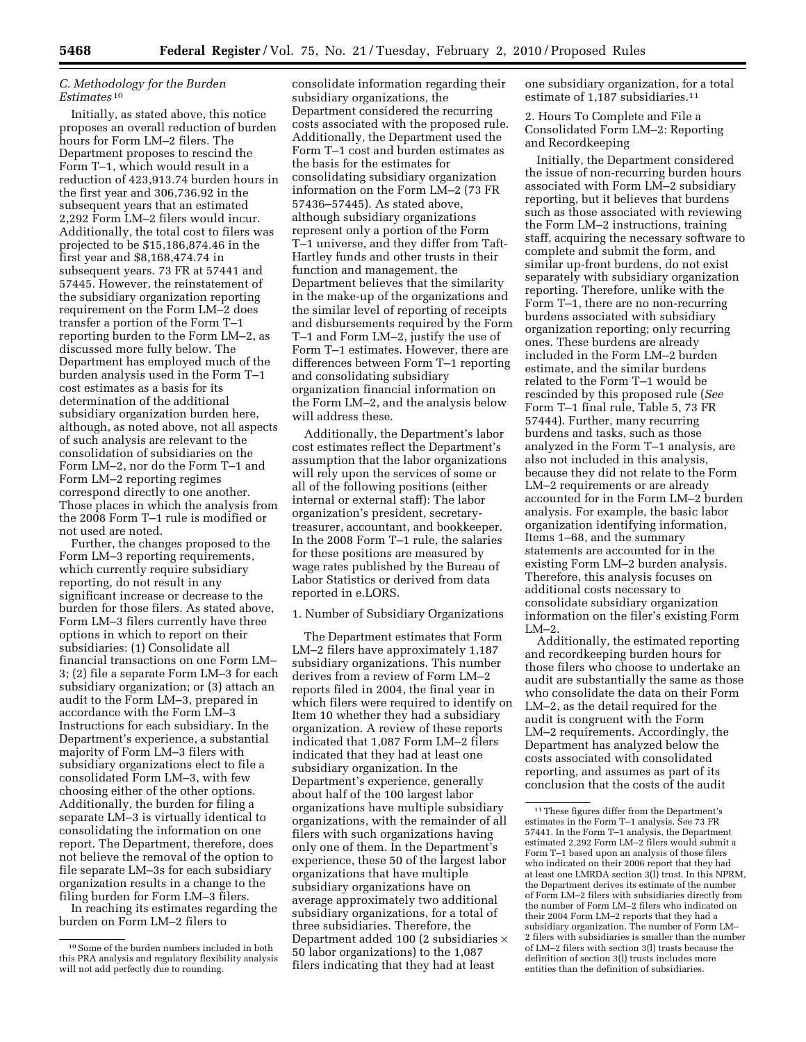### C. Methodology for the Burden Estimates[10]

Initially, as stated above, this notice proposes an overall reduction of burden hours for Form LM–2 filers. The Department proposes to rescind the Form T–1, which would result in a reduction of 423,913.74 burden hours in the first year and 306,736.92 in the subsequent years that an estimated 2,292 Form LM–2 filers would incur. Additionally, the total cost to filers was projected to be $15,186,874.46 in the first year and $8,168,474.74 in subsequent years. 73 FR at 57441 and 57445. However, the reinstatement of the subsidiary organization reporting requirement on the Form LM–2 does transfer a portion of the Form T–1 reporting burden to the Form LM–2, as discussed more fully below. The Department has employed much of the burden analysis used in the Form T–1 cost estimates as a basis for its determination of the additional subsidiary organization burden here, although, as noted above, not all aspects of such analysis are relevant to the consolidation of subsidiaries on the Form LM–2, nor do the Form T–1 and Form LM–2 reporting regimes correspond directly to one another. Those places in which the analysis from the 2008 Form T–1 rule is modified or not used are noted.

Further, the changes proposed to the Form LM–3 reporting requirements, which currently require subsidiary reporting, do not result in any significant increase or decrease to the burden for those filers. As stated above, Form LM–3 filers currently have three options in which to report on their subsidiaries: (1) Consolidate all financial transactions on one Form LM–3; (2) file a separate Form LM–3 for each subsidiary organization; or (3) attach an audit to the Form LM–3, prepared in accordance with the Form LM–3 Instructions for each subsidiary. In the Department's experience, a substantial majority of Form LM–3 filers with subsidiary organizations elect to file a consolidated Form LM–3, with few choosing either of the other options. Additionally, the burden for filing a separate LM–3 is virtually identical to consolidating the information on one report. The Department, therefore, does not believe the removal of the option to file separate LM–3s for each subsidiary organization results in a change to the filing burden for Form LM–3 filers.

In reaching its estimates regarding the burden on Form LM–2 filers to consolidate information regarding their subsidiary organizations, the Department considered the recurring costs associated with the proposed rule. Additionally, the Department used the Form T–1 cost and burden estimates as the basis for the estimates for consolidating subsidiary organization information on the Form LM–2 (73 FR 57436–57445). As stated above, although subsidiary organizations represent only a portion of the Form T–1 universe, and they differ from Taft-Hartley funds and other trusts in their function and management, the Department believes that the similarity in the make-up of the organizations and the similar level of reporting of receipts and disbursements required by the Form T–1 and Form LM–2, justify the use of Form T–1 estimates. However, there are differences between Form T–1 reporting and consolidating subsidiary organization financial information on the Form LM–2, and the analysis below will address these.

Additionally, the Department's labor cost estimates reflect the Department's assumption that the labor organizations will rely upon the services of some or all of the following positions (either internal or external staff): The labor organization's president, secretary-treasurer, accountant, and bookkeeper. In the 2008 Form T–1 rule, the salaries for these positions are measured by wage rates published by the Bureau of Labor Statistics or derived from data reported in e.LORS.

1. Number of Subsidiary Organizations

The Department estimates that Form LM–2 filers have approximately 1,187 subsidiary organizations. This number derives from a review of Form LM–2 reports filed in 2004, the final year in which filers were required to identify on Item 10 whether they had a subsidiary organization. A review of these reports indicated that 1,087 Form LM–2 filers indicated that they had at least one subsidiary organization. In the Department's experience, generally about half of the 100 largest labor organizations have multiple subsidiary organizations, with the remainder of all filers with such organizations having only one of them. In the Department's experience, these 50 of the largest labor organizations that have multiple subsidiary organizations have on average approximately two additional subsidiary organizations, for a total of three subsidiaries. Therefore, the Department added 100 (2 subsidiaries × 50 labor organizations) to the 1,087 filers indicating that they had at least one subsidiary organization, for a total estimate of 1,187 subsidiaries.[11]

2. Hours To Complete and File a Consolidated Form LM–2: Reporting and Recordkeeping

Initially, the Department considered the issue of non-recurring burden hours associated with Form LM–2 subsidiary reporting, but it believes that burdens such as those associated with reviewing the Form LM–2 instructions, training staff, acquiring the necessary software to complete and submit the form, and similar up-front burdens, do not exist separately with subsidiary organization reporting. Therefore, unlike with the Form T–1, there are no non-recurring burdens associated with subsidiary organization reporting; only recurring ones. These burdens are already included in the Form LM–2 burden estimate, and the similar burdens related to the Form T–1 would be rescinded by this proposed rule (*See* Form T–1 final rule, Table 5, 73 FR 57444). Further, many recurring burdens and tasks, such as those analyzed in the Form T–1 analysis, are also not included in this analysis, because they did not relate to the Form LM–2 requirements or are already accounted for in the Form LM–2 burden analysis. For example, the basic labor organization identifying information, Items 1–68, and the summary statements are accounted for in the existing Form LM–2 burden analysis. Therefore, this analysis focuses on additional costs necessary to consolidate subsidiary organization information on the filer's existing Form LM–2.

Additionally, the estimated reporting and recordkeeping burden hours for those filers who choose to undertake an audit are substantially the same as those who consolidate the data on their Form LM–2, as the detail required for the audit is congruent with the Form LM–2 requirements. Accordingly, the Department has analyzed below the costs associated with consolidated reporting, and assumes as part of its conclusion that the costs of the audit

---

[10] Some of the burden numbers included in both this PRA analysis and regulatory flexibility analysis will not add perfectly due to rounding.

[11] These figures differ from the Department's estimates in the Form T–1 analysis. See 73 FR 57441. In the Form T–1 analysis, the Department estimated 2,292 Form LM–2 filers would submit a Form T–1 based upon an analysis of those filers who indicated on their 2006 report that they had at least one LMRDA section 3(l) trust. In this NPRM, the Department derives its estimate of the number of Form LM–2 filers with subsidiaries directly from the number of Form LM–2 filers who indicated on their 2004 Form LM–2 reports that they had a subsidiary organization. The number of Form LM–2 filers with subsidiaries is smaller than the number of LM–2 filers with section 3(l) trusts because the definition of section 3(l) trusts includes more entities than the definition of subsidiaries.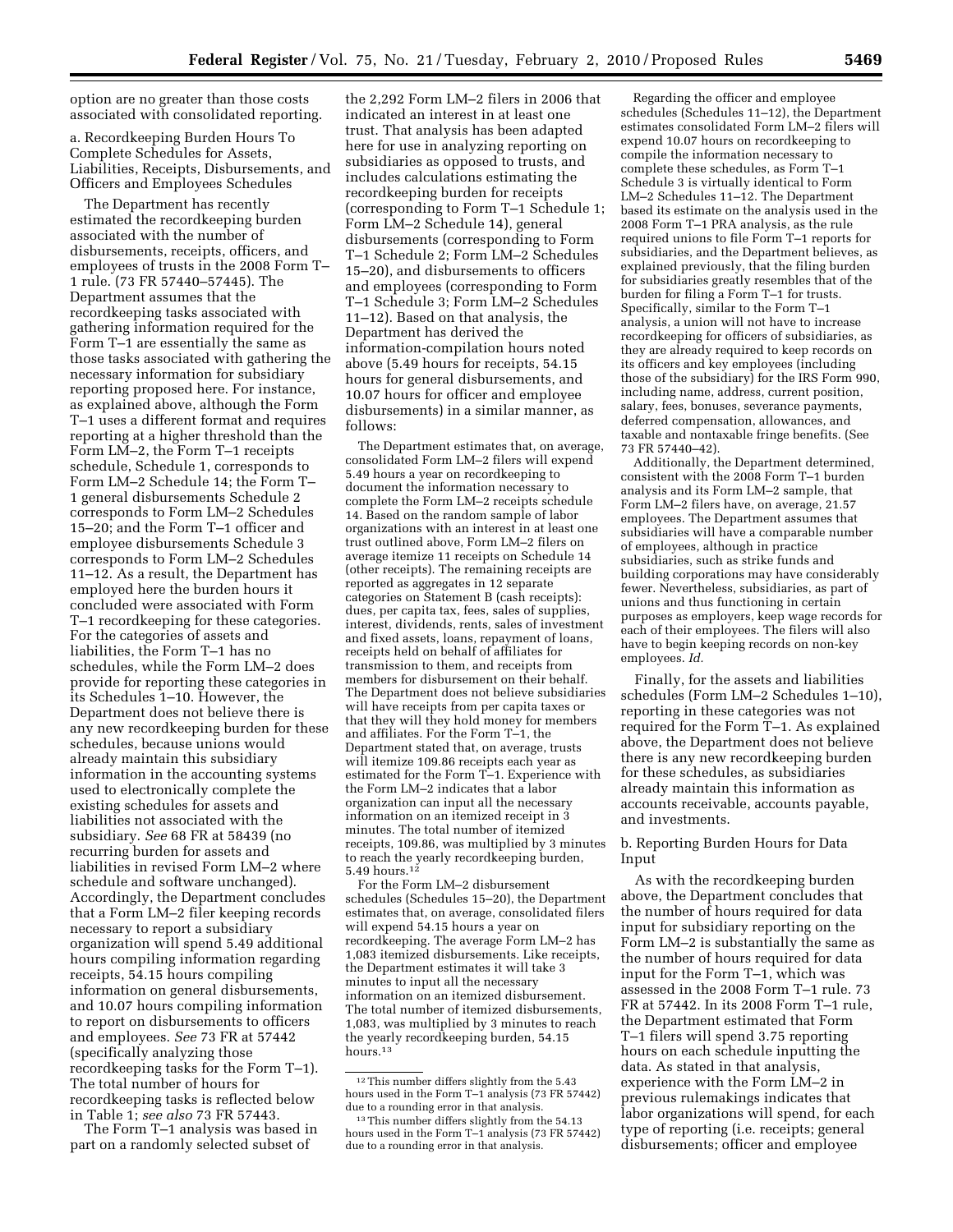option are no greater than those costs associated with consolidated reporting.

a. Recordkeeping Burden Hours To Complete Schedules for Assets, Liabilities, Receipts, Disbursements, and Officers and Employees Schedules

The Department has recently estimated the recordkeeping burden associated with the number of disbursements, receipts, officers, and employees of trusts in the 2008 Form T–1 rule. (73 FR 57440–57445). The Department assumes that the recordkeeping tasks associated with gathering information required for the Form T–1 are essentially the same as those tasks associated with gathering the necessary information for subsidiary reporting proposed here. For instance, as explained above, although the Form T–1 uses a different format and requires reporting at a higher threshold than the Form LM–2, the Form T–1 receipts schedule, Schedule 1, corresponds to Form LM–2 Schedule 14; the Form T–1 general disbursements Schedule 2 corresponds to Form LM–2 Schedules 15–20; and the Form T–1 officer and employee disbursements Schedule 3 corresponds to Form LM–2 Schedules 11–12. As a result, the Department has employed here the burden hours it concluded were associated with Form T–1 recordkeeping for these categories. For the categories of assets and liabilities, the Form T–1 has no schedules, while the Form LM–2 does provide for reporting these categories in its Schedules 1–10. However, the Department does not believe there is any new recordkeeping burden for these schedules, because unions would already maintain this subsidiary information in the accounting systems used to electronically complete the existing schedules for assets and liabilities not associated with the subsidiary. *See* 68 FR at 58439 (no recurring burden for assets and liabilities in revised Form LM–2 where schedule and software unchanged). Accordingly, the Department concludes that a Form LM–2 filer keeping records necessary to report a subsidiary organization will spend 5.49 additional hours compiling information regarding receipts, 54.15 hours compiling information on general disbursements, and 10.07 hours compiling information to report on disbursements to officers and employees. *See* 73 FR at 57442 (specifically analyzing those recordkeeping tasks for the Form T–1). The total number of hours for recordkeeping tasks is reflected below in Table 1; *see also* 73 FR 57443.

The Form T–1 analysis was based in part on a randomly selected subset of the 2,292 Form LM–2 filers in 2006 that indicated an interest in at least one trust. That analysis has been adapted here for use in analyzing reporting on subsidiaries as opposed to trusts, and includes calculations estimating the recordkeeping burden for receipts (corresponding to Form T–1 Schedule 1; Form LM–2 Schedule 14), general disbursements (corresponding to Form T–1 Schedule 2; Form LM–2 Schedules 15–20), and disbursements to officers and employees (corresponding to Form T–1 Schedule 3; Form LM–2 Schedules 11–12). Based on that analysis, the Department has derived the information-compilation hours noted above (5.49 hours for receipts, 54.15 hours for general disbursements, and 10.07 hours for officer and employee disbursements) in a similar manner, as follows:

The Department estimates that, on average, consolidated Form LM–2 filers will expend 5.49 hours a year on recordkeeping to document the information necessary to complete the Form LM–2 receipts schedule 14. Based on the random sample of labor organizations with an interest in at least one trust outlined above, Form LM–2 filers on average itemize 11 receipts on Schedule 14 (other receipts). The remaining receipts are reported as aggregates in 12 separate categories on Statement B (cash receipts): dues, per capita tax, fees, sales of supplies, interest, dividends, rents, sales of investment and fixed assets, loans, repayment of loans, receipts held on behalf of affiliates for transmission to them, and receipts from members for disbursement on their behalf. The Department does not believe subsidiaries will have receipts from per capita taxes or that they will they hold money for members and affiliates. For the Form T–1, the Department stated that, on average, trusts will itemize 109.86 receipts each year as estimated for the Form T–1. Experience with the Form LM–2 indicates that a labor organization can input all the necessary information on an itemized receipt in 3 minutes. The total number of itemized receipts, 109.86, was multiplied by 3 minutes to reach the yearly recordkeeping burden, 5.49 hours.[12]

For the Form LM–2 disbursement schedules (Schedules 15–20), the Department estimates that, on average, consolidated filers will expend 54.15 hours a year on recordkeeping. The average Form LM–2 has 1,083 itemized disbursements. Like receipts, the Department estimates it will take 3 minutes to input all the necessary information on an itemized disbursement. The total number of itemized disbursements, 1,083, was multiplied by 3 minutes to reach the yearly recordkeeping burden, 54.15 hours.[13]

Regarding the officer and employee schedules (Schedules 11–12), the Department estimates consolidated Form LM–2 filers will expend 10.07 hours on recordkeeping to compile the information necessary to complete these schedules, as Form T–1 Schedule 3 is virtually identical to Form LM–2 Schedules 11–12. The Department based its estimate on the analysis used in the 2008 Form T–1 PRA analysis, as the rule required unions to file Form T–1 reports for subsidiaries, and the Department believes, as explained previously, that the filing burden for subsidiaries greatly resembles that of the burden for filing a Form T–1 for trusts. Specifically, similar to the Form T–1 analysis, a union will not have to increase recordkeeping for officers of subsidiaries, as they are already required to keep records on its officers and key employees (including those of the subsidiary) for the IRS Form 990, including name, address, current position, salary, fees, bonuses, severance payments, deferred compensation, allowances, and taxable and nontaxable fringe benefits. (See 73 FR 57440–42).

Additionally, the Department determined, consistent with the 2008 Form T–1 burden analysis and its Form LM–2 sample, that Form LM–2 filers have, on average, 21.57 employees. The Department assumes that subsidiaries will have a comparable number of employees, although in practice subsidiaries, such as strike funds and building corporations may have considerably fewer. Nevertheless, subsidiaries, as part of unions and thus functioning in certain purposes as employers, keep wage records for each of their employees. The filers will also have to begin keeping records on non-key employees. *Id.*

Finally, for the assets and liabilities schedules (Form LM–2 Schedules 1–10), reporting in these categories was not required for the Form T–1. As explained above, the Department does not believe there is any new recordkeeping burden for these schedules, as subsidiaries already maintain this information as accounts receivable, accounts payable, and investments.

b. Reporting Burden Hours for Data Input

As with the recordkeeping burden above, the Department concludes that the number of hours required for data input for subsidiary reporting on the Form LM–2 is substantially the same as the number of hours required for data input for the Form T–1, which was assessed in the 2008 Form T–1 rule. 73 FR at 57442. In its 2008 Form T–1 rule, the Department estimated that Form T–1 filers will spend 3.75 reporting hours on each schedule inputting the data. As stated in that analysis, experience with the Form LM–2 in previous rulemakings indicates that labor organizations will spend, for each type of reporting (i.e. receipts; general disbursements; officer and employee

[12] This number differs slightly from the 5.43 hours used in the Form T–1 analysis (73 FR 57442) due to a rounding error in that analysis.

[13] This number differs slightly from the 54.13 hours used in the Form T–1 analysis (73 FR 57442) due to a rounding error in that analysis.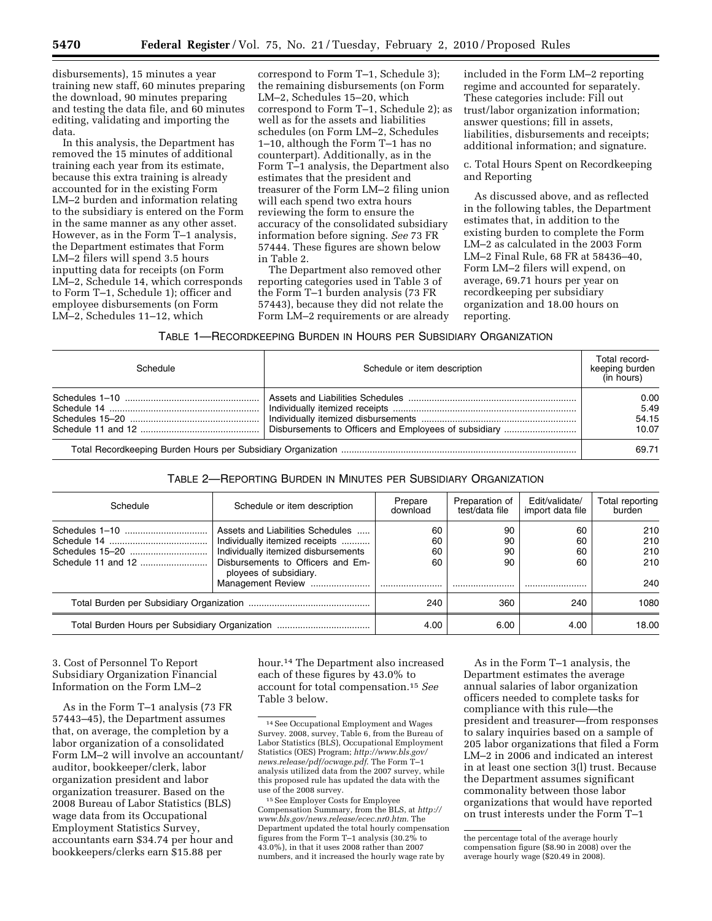disbursements), 15 minutes a year training new staff, 60 minutes preparing the download, 90 minutes preparing and testing the data file, and 60 minutes editing, validating and importing the data.

In this analysis, the Department has removed the 15 minutes of additional training each year from its estimate, because this extra training is already accounted for in the existing Form LM–2 burden and information relating to the subsidiary is entered on the Form in the same manner as any other asset. However, as in the Form T–1 analysis, the Department estimates that Form LM–2 filers will spend 3.5 hours inputting data for receipts (on Form LM–2, Schedule 14, which corresponds to Form T–1, Schedule 1); officer and employee disbursements (on Form LM–2, Schedules 11–12, which correspond to Form T–1, Schedule 3); the remaining disbursements (on Form LM–2, Schedules 15–20, which correspond to Form T–1, Schedule 2); as well as for the assets and liabilities schedules (on Form LM–2, Schedules 1–10, although the Form T–1 has no counterpart). Additionally, as in the Form T–1 analysis, the Department also estimates that the president and treasurer of the Form LM–2 filing union will each spend two extra hours reviewing the form to ensure the accuracy of the consolidated subsidiary information before signing. *See* 73 FR 57444. These figures are shown below in Table 2.

The Department also removed other reporting categories used in Table 3 of the Form T–1 burden analysis (73 FR 57443), because they did not relate the Form LM–2 requirements or are already included in the Form LM–2 reporting regime and accounted for separately. These categories include: Fill out trust/labor organization information; answer questions; fill in assets, liabilities, disbursements and receipts; additional information; and signature.

c. Total Hours Spent on Recordkeeping and Reporting

As discussed above, and as reflected in the following tables, the Department estimates that, in addition to the existing burden to complete the Form LM–2 as calculated in the 2003 Form LM–2 Final Rule, 68 FR at 58436–40, Form LM–2 filers will expend, on average, 69.71 hours per year on recordkeeping per subsidiary organization and 18.00 hours on reporting.

TABLE 1—RECORDKEEPING BURDEN IN HOURS PER SUBSIDIARY ORGANIZATION

| Schedule | Schedule or item description | Total record-keeping burden (in hours) |
|---|---|---|
| Schedules 1–10 | Assets and Liabilities Schedules | 0.00 |
| Schedule 14 | Individually itemized receipts | 5.49 |
| Schedules 15–20 | Individually itemized disbursements | 54.15 |
| Schedule 11 and 12 | Disbursements to Officers and Employees of subsidiary | 10.07 |
| Total Recordkeeping Burden Hours per Subsidiary Organization | | 69.71 |

TABLE 2—REPORTING BURDEN IN MINUTES PER SUBSIDIARY ORGANIZATION

| Schedule | Schedule or item description | Prepare download | Preparation of test/data file | Edit/validate/ import data file | Total reporting burden |
|---|---|---|---|---|---|
| Schedules 1–10 | Assets and Liabilities Schedules | 60 | 90 | 60 | 210 |
| Schedule 14 | Individually itemized receipts | 60 | 90 | 60 | 210 |
| Schedules 15–20 | Individually itemized disbursements | 60 | 90 | 60 | 210 |
| Schedule 11 and 12 | Disbursements to Officers and Employees of subsidiary. | 60 | 90 | 60 | 210 |
| | Management Review | | | | 240 |
| Total Burden per Subsidiary Organization | | 240 | 360 | 240 | 1080 |
| Total Burden Hours per Subsidiary Organization | | 4.00 | 6.00 | 4.00 | 18.00 |

3. Cost of Personnel To Report Subsidiary Organization Financial Information on the Form LM–2

As in the Form T–1 analysis (73 FR 57443–45), the Department assumes that, on average, the completion by a labor organization of a consolidated Form LM–2 will involve an accountant/auditor, bookkeeper/clerk, labor organization president and labor organization treasurer. Based on the 2008 Bureau of Labor Statistics (BLS) wage data from its Occupational Employment Statistics Survey, accountants earn $34.74 per hour and bookkeepers/clerks earn $15.88 per hour.[14] The Department also increased each of these figures by 43.0% to account for total compensation.[15] *See* Table 3 below.

As in the Form T–1 analysis, the Department estimates the average annual salaries of labor organization officers needed to complete tasks for compliance with this rule—the president and treasurer—from responses to salary inquiries based on a sample of 205 labor organizations that filed a Form LM–2 in 2006 and indicated an interest in at least one section 3(l) trust. Because the Department assumes significant commonality between those labor organizations that would have reported on trust interests under the Form T–1

[14] See Occupational Employment and Wages Survey. 2008, survey, Table 6, from the Bureau of Labor Statistics (BLS), Occupational Employment Statistics (OES) Program; *http://www.bls.gov/news.release/pdf/ocwage.pdf*. The Form T–1 analysis utilized data from the 2007 survey, while this proposed rule has updated the data with the use of the 2008 survey.

[15] See Employer Costs for Employee Compensation Summary, from the BLS, at *http://www.bls.gov/news.release/ecec.nr0.htm*. The Department updated the total hourly compensation figures from the Form T–1 analysis (30.2% to 43.0%), in that it uses 2008 rather than 2007 numbers, and it increased the hourly wage rate by the percentage total of the average hourly compensation figure ($8.90 in 2008) over the average hourly wage ($20.49 in 2008).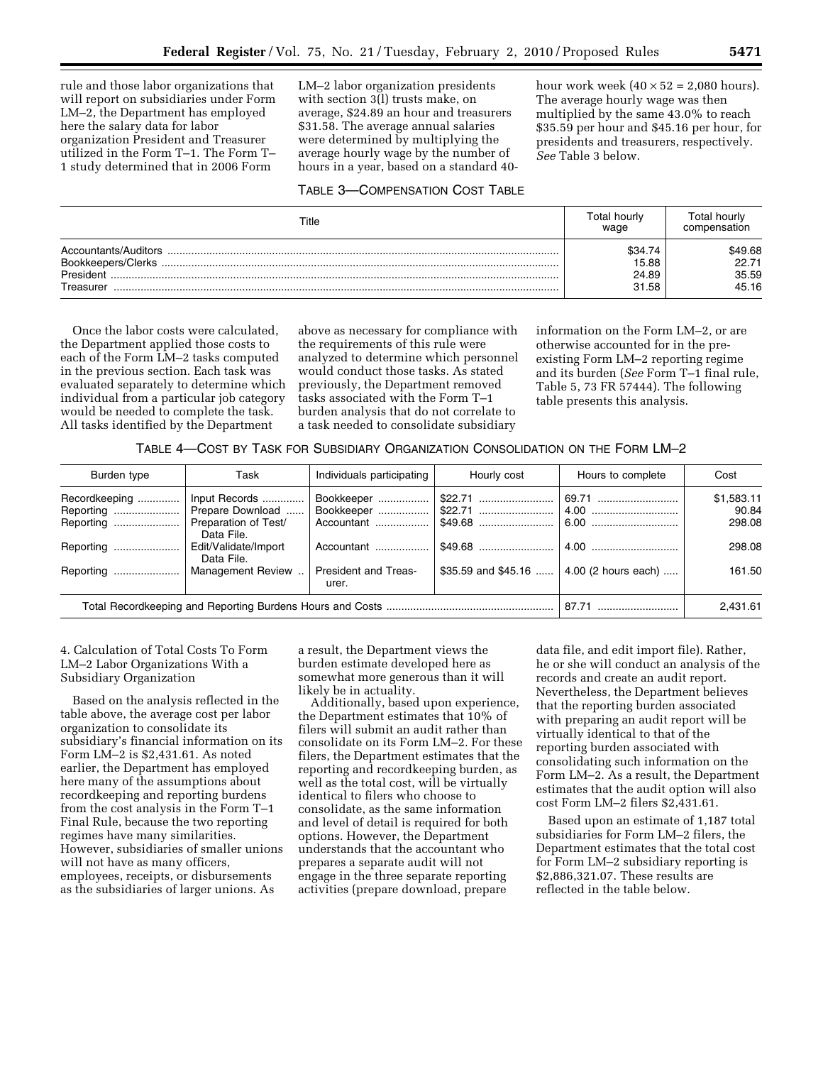rule and those labor organizations that will report on subsidiaries under Form LM–2, the Department has employed here the salary data for labor organization President and Treasurer utilized in the Form T–1. The Form T–1 study determined that in 2006 Form LM–2 labor organization presidents with section 3(l) trusts make, on average, $24.89 an hour and treasurers $31.58. The average annual salaries were determined by multiplying the average hourly wage by the number of hours in a year, based on a standard 40-hour work week ($40 \times 52 = 2{,}080$ hours). The average hourly wage was then multiplied by the same 43.0% to reach $35.59 per hour and $45.16 per hour, for presidents and treasurers, respectively. *See* Table 3 below.

TABLE 3—COMPENSATION COST TABLE

| Title | Total hourly wage | Total hourly compensation |
|---|---|---|
| Accountants/Auditors | $34.74 | $49.68 |
| Bookkeepers/Clerks | 15.88 | 22.71 |
| President | 24.89 | 35.59 |
| Treasurer | 31.58 | 45.16 |

Once the labor costs were calculated, the Department applied those costs to each of the Form LM–2 tasks computed in the previous section. Each task was evaluated separately to determine which individual from a particular job category would be needed to complete the task. All tasks identified by the Department above as necessary for compliance with the requirements of this rule were analyzed to determine which personnel would conduct those tasks. As stated previously, the Department removed tasks associated with the Form T–1 burden analysis that do not correlate to a task needed to consolidate subsidiary information on the Form LM–2, or are otherwise accounted for in the pre-existing Form LM–2 reporting regime and its burden (*See* Form T–1 final rule, Table 5, 73 FR 57444). The following table presents this analysis.

TABLE 4—COST BY TASK FOR SUBSIDIARY ORGANIZATION CONSOLIDATION ON THE FORM LM–2

| Burden type | Task | Individuals participating | Hourly cost | Hours to complete | Cost |
|---|---|---|---|---|---|
| Recordkeeping | Input Records | Bookkeeper | $22.71 | 69.71 | $1,583.11 |
| Reporting | Prepare Download | Bookkeeper | $22.71 | 4.00 | 90.84 |
| Reporting | Preparation of Test/Data File. | Accountant | $49.68 | 6.00 | 298.08 |
| Reporting | Edit/Validate/Import Data File. | Accountant | $49.68 | 4.00 | 298.08 |
| Reporting | Management Review | President and Treasurer. | $35.59 and $45.16 | 4.00 (2 hours each) | 161.50 |
| Total Recordkeeping and Reporting Burdens Hours and Costs | | | | 87.71 | 2,431.61 |

4. Calculation of Total Costs To Form LM–2 Labor Organizations With a Subsidiary Organization

Based on the analysis reflected in the table above, the average cost per labor organization to consolidate its subsidiary's financial information on its Form LM–2 is $2,431.61. As noted earlier, the Department has employed here many of the assumptions about recordkeeping and reporting burdens from the cost analysis in the Form T–1 Final Rule, because the two reporting regimes have many similarities. However, subsidiaries of smaller unions will not have as many officers, employees, receipts, or disbursements as the subsidiaries of larger unions. As a result, the Department views the burden estimate developed here as somewhat more generous than it will likely be in actuality.

Additionally, based upon experience, the Department estimates that 10% of filers will submit an audit rather than consolidate on its Form LM–2. For these filers, the Department estimates that the reporting and recordkeeping burden, as well as the total cost, will be virtually identical to filers who choose to consolidate, as the same information and level of detail is required for both options. However, the Department understands that the accountant who prepares a separate audit will not engage in the three separate reporting activities (prepare download, prepare data file, and edit import file). Rather, he or she will conduct an analysis of the records and create an audit report. Nevertheless, the Department believes that the reporting burden associated with preparing an audit report will be virtually identical to that of the reporting burden associated with consolidating such information on the Form LM–2. As a result, the Department estimates that the audit option will also cost Form LM–2 filers $2,431.61.

Based upon an estimate of 1,187 total subsidiaries for Form LM–2 filers, the Department estimates that the total cost for Form LM–2 subsidiary reporting is $2,886,321.07. These results are reflected in the table below.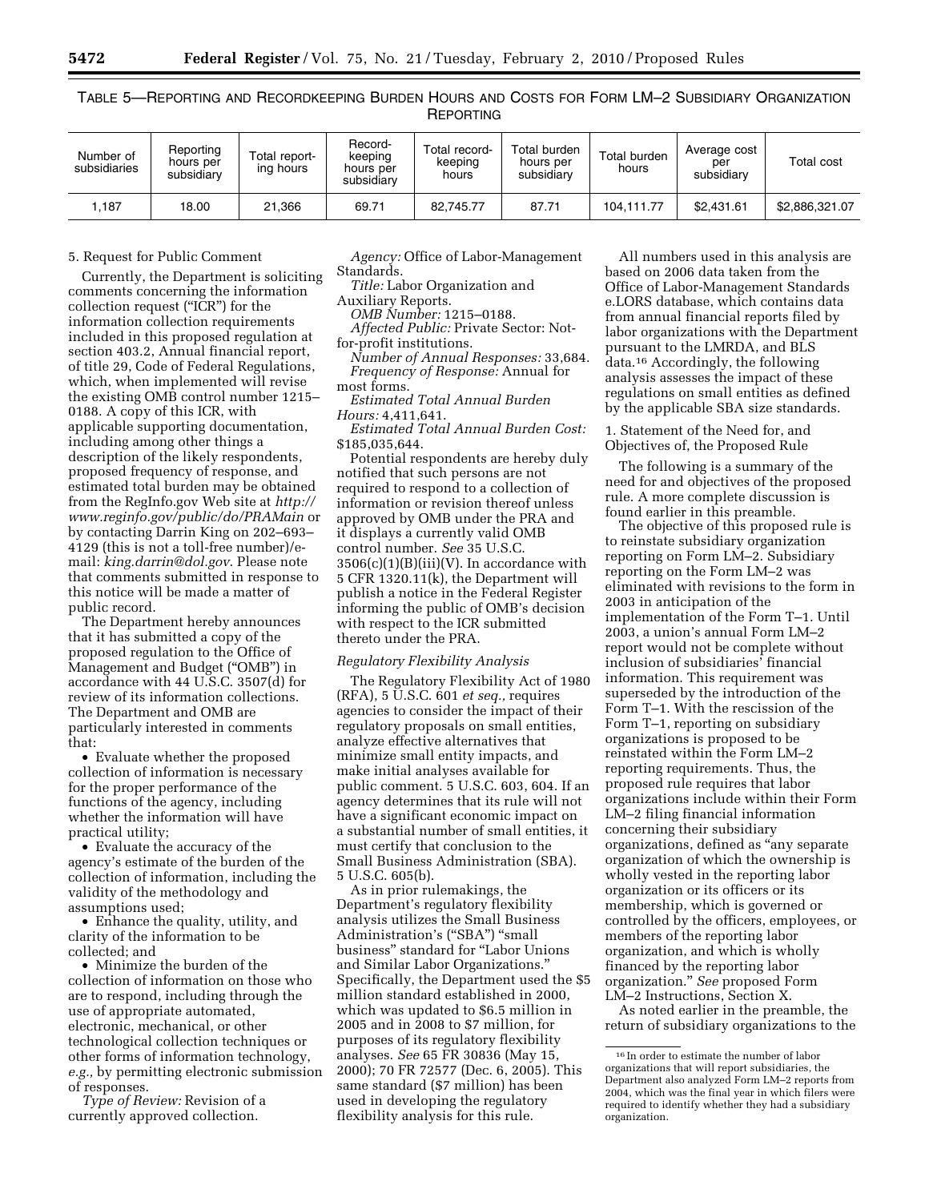TABLE 5—REPORTING AND RECORDKEEPING BURDEN HOURS AND COSTS FOR FORM LM–2 SUBSIDIARY ORGANIZATION REPORTING

| Number of subsidiaries | Reporting hours per subsidiary | Total reporting hours | Record-keeping hours per subsidiary | Total record-keeping hours | Total burden hours per subsidiary | Total burden hours | Average cost per subsidiary | Total cost |
|---|---|---|---|---|---|---|---|---|
| 1,187 | 18.00 | 21,366 | 69.71 | 82,745.77 | 87.71 | 104,111.77 | $2,431.61 | $2,886,321.07 |

5. Request for Public Comment

Currently, the Department is soliciting comments concerning the information collection request ("ICR") for the information collection requirements included in this proposed regulation at section 403.2, Annual financial report, of title 29, Code of Federal Regulations, which, when implemented will revise the existing OMB control number 1215–0188. A copy of this ICR, with applicable supporting documentation, including among other things a description of the likely respondents, proposed frequency of response, and estimated total burden may be obtained from the RegInfo.gov Web site at *http://www.reginfo.gov/public/do/PRAMain* or by contacting Darrin King on 202–693–4129 (this is not a toll-free number)/e-mail: *king.darrin@dol.gov*. Please note that comments submitted in response to this notice will be made a matter of public record.

The Department hereby announces that it has submitted a copy of the proposed regulation to the Office of Management and Budget ("OMB") in accordance with 44 U.S.C. 3507(d) for review of its information collections. The Department and OMB are particularly interested in comments that:

- Evaluate whether the proposed collection of information is necessary for the proper performance of the functions of the agency, including whether the information will have practical utility;
- Evaluate the accuracy of the agency's estimate of the burden of the collection of information, including the validity of the methodology and assumptions used;
- Enhance the quality, utility, and clarity of the information to be collected; and
- Minimize the burden of the collection of information on those who are to respond, including through the use of appropriate automated, electronic, mechanical, or other technological collection techniques or other forms of information technology, *e.g.,* by permitting electronic submission of responses.

*Type of Review:* Revision of a currently approved collection.

*Agency:* Office of Labor-Management Standards.

*Title:* Labor Organization and Auxiliary Reports.

*OMB Number:* 1215–0188.

*Affected Public:* Private Sector: Not-for-profit institutions.

*Number of Annual Responses:* 33,684.

*Frequency of Response:* Annual for most forms.

*Estimated Total Annual Burden Hours:* 4,411,641.

*Estimated Total Annual Burden Cost:* $185,035,644.

Potential respondents are hereby duly notified that such persons are not required to respond to a collection of information or revision thereof unless approved by OMB under the PRA and it displays a currently valid OMB control number. *See* 35 U.S.C. 3506(c)(1)(B)(iii)(V). In accordance with 5 CFR 1320.11(k), the Department will publish a notice in the Federal Register informing the public of OMB's decision with respect to the ICR submitted thereto under the PRA.

### *Regulatory Flexibility Analysis*

The Regulatory Flexibility Act of 1980 (RFA), 5 U.S.C. 601 *et seq.,* requires agencies to consider the impact of their regulatory proposals on small entities, analyze effective alternatives that minimize small entity impacts, and make initial analyses available for public comment. 5 U.S.C. 603, 604. If an agency determines that its rule will not have a significant economic impact on a substantial number of small entities, it must certify that conclusion to the Small Business Administration (SBA). 5 U.S.C. 605(b).

As in prior rulemakings, the Department's regulatory flexibility analysis utilizes the Small Business Administration's ("SBA") "small business" standard for "Labor Unions and Similar Labor Organizations." Specifically, the Department used the $5 million standard established in 2000, which was updated to $6.5 million in 2005 and in 2008 to $7 million, for purposes of its regulatory flexibility analyses. *See* 65 FR 30836 (May 15, 2000); 70 FR 72577 (Dec. 6, 2005). This same standard ($7 million) has been used in developing the regulatory flexibility analysis for this rule.

All numbers used in this analysis are based on 2006 data taken from the Office of Labor-Management Standards e.LORS database, which contains data from annual financial reports filed by labor organizations with the Department pursuant to the LMRDA, and BLS data.[16] Accordingly, the following analysis assesses the impact of these regulations on small entities as defined by the applicable SBA size standards.

1. Statement of the Need for, and Objectives of, the Proposed Rule

The following is a summary of the need for and objectives of the proposed rule. A more complete discussion is found earlier in this preamble.

The objective of this proposed rule is to reinstate subsidiary organization reporting on Form LM–2. Subsidiary reporting on the Form LM–2 was eliminated with revisions to the form in 2003 in anticipation of the implementation of the Form T–1. Until 2003, a union's annual Form LM–2 report would not be complete without inclusion of subsidiaries' financial information. This requirement was superseded by the introduction of the Form T–1. With the rescission of the Form T–1, reporting on subsidiary organizations is proposed to be reinstated within the Form LM–2 reporting requirements. Thus, the proposed rule requires that labor organizations include within their Form LM–2 filing financial information concerning their subsidiary organizations, defined as "any separate organization of which the ownership is wholly vested in the reporting labor organization or its officers or its membership, which is governed or controlled by the officers, employees, or members of the reporting labor organization, and which is wholly financed by the reporting labor organization." *See* proposed Form LM–2 Instructions, Section X.

As noted earlier in the preamble, the return of subsidiary organizations to the

[16] In order to estimate the number of labor organizations that will report subsidiaries, the Department also analyzed Form LM–2 reports from 2004, which was the final year in which filers were required to identify whether they had a subsidiary organization.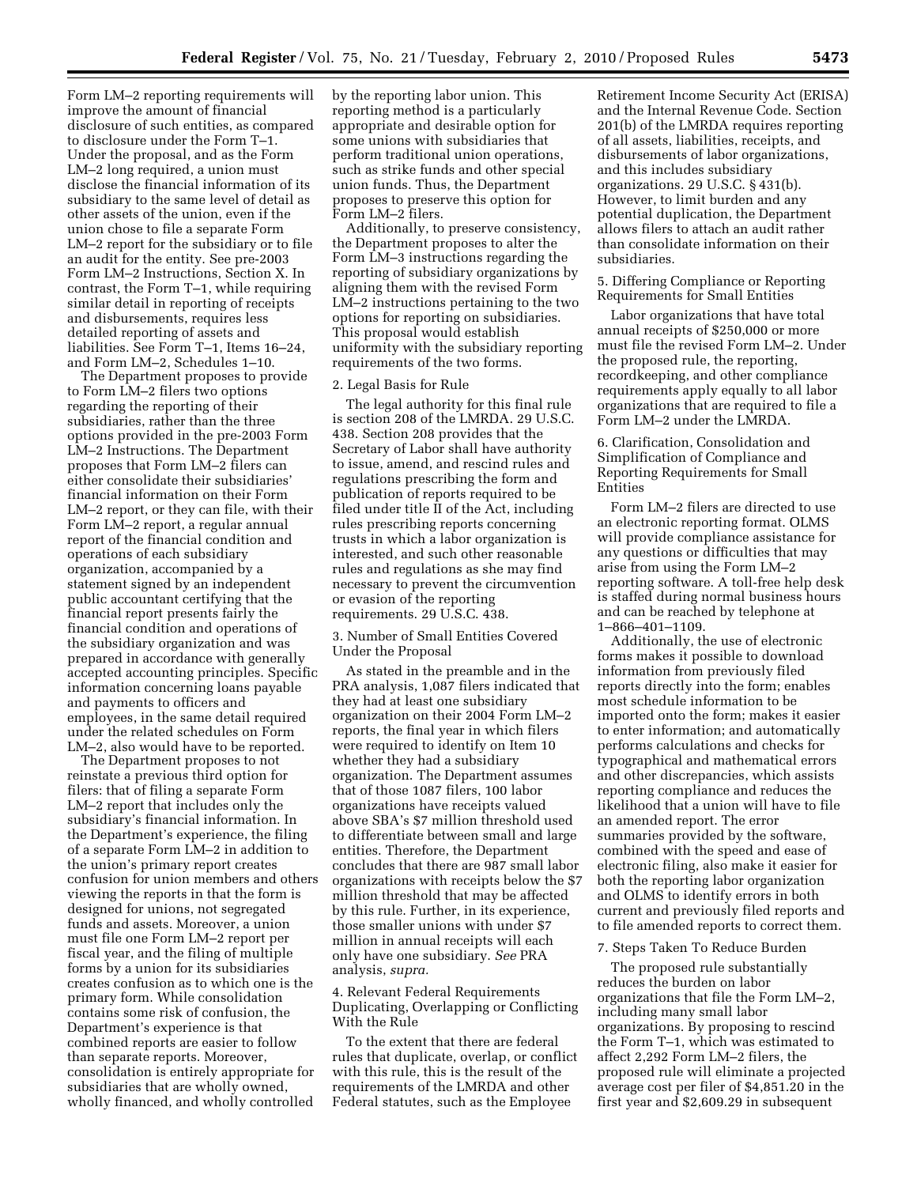Form LM–2 reporting requirements will improve the amount of financial disclosure of such entities, as compared to disclosure under the Form T–1. Under the proposal, and as the Form LM–2 long required, a union must disclose the financial information of its subsidiary to the same level of detail as other assets of the union, even if the union chose to file a separate Form LM–2 report for the subsidiary or to file an audit for the entity. See pre-2003 Form LM–2 Instructions, Section X. In contrast, the Form T–1, while requiring similar detail in reporting of receipts and disbursements, requires less detailed reporting of assets and liabilities. See Form T–1, Items 16–24, and Form LM–2, Schedules 1–10.

The Department proposes to provide to Form LM–2 filers two options regarding the reporting of their subsidiaries, rather than the three options provided in the pre-2003 Form LM–2 Instructions. The Department proposes that Form LM–2 filers can either consolidate their subsidiaries' financial information on their Form LM–2 report, or they can file, with their Form LM–2 report, a regular annual report of the financial condition and operations of each subsidiary organization, accompanied by a statement signed by an independent public accountant certifying that the financial report presents fairly the financial condition and operations of the subsidiary organization and was prepared in accordance with generally accepted accounting principles. Specific information concerning loans payable and payments to officers and employees, in the same detail required under the related schedules on Form LM–2, also would have to be reported.

The Department proposes to not reinstate a previous third option for filers: that of filing a separate Form LM–2 report that includes only the subsidiary's financial information. In the Department's experience, the filing of a separate Form LM–2 in addition to the union's primary report creates confusion for union members and others viewing the reports in that the form is designed for unions, not segregated funds and assets. Moreover, a union must file one Form LM–2 report per fiscal year, and the filing of multiple forms by a union for its subsidiaries creates confusion as to which one is the primary form. While consolidation contains some risk of confusion, the Department's experience is that combined reports are easier to follow than separate reports. Moreover, consolidation is entirely appropriate for subsidiaries that are wholly owned, wholly financed, and wholly controlled by the reporting labor union. This reporting method is a particularly appropriate and desirable option for some unions with subsidiaries that perform traditional union operations, such as strike funds and other special union funds. Thus, the Department proposes to preserve this option for Form LM–2 filers.

Additionally, to preserve consistency, the Department proposes to alter the Form LM–3 instructions regarding the reporting of subsidiary organizations by aligning them with the revised Form LM–2 instructions pertaining to the two options for reporting on subsidiaries. This proposal would establish uniformity with the subsidiary reporting requirements of the two forms.

2. Legal Basis for Rule

The legal authority for this final rule is section 208 of the LMRDA. 29 U.S.C. 438. Section 208 provides that the Secretary of Labor shall have authority to issue, amend, and rescind rules and regulations prescribing the form and publication of reports required to be filed under title II of the Act, including rules prescribing reports concerning trusts in which a labor organization is interested, and such other reasonable rules and regulations as she may find necessary to prevent the circumvention or evasion of the reporting requirements. 29 U.S.C. 438.

3. Number of Small Entities Covered Under the Proposal

As stated in the preamble and in the PRA analysis, 1,087 filers indicated that they had at least one subsidiary organization on their 2004 Form LM–2 reports, the final year in which filers were required to identify on Item 10 whether they had a subsidiary organization. The Department assumes that of those 1087 filers, 100 labor organizations have receipts valued above SBA's $7 million threshold used to differentiate between small and large entities. Therefore, the Department concludes that there are 987 small labor organizations with receipts below the $7 million threshold that may be affected by this rule. Further, in its experience, those smaller unions with under $7 million in annual receipts will each only have one subsidiary. *See* PRA analysis, *supra.*

4. Relevant Federal Requirements Duplicating, Overlapping or Conflicting With the Rule

To the extent that there are federal rules that duplicate, overlap, or conflict with this rule, this is the result of the requirements of the LMRDA and other Federal statutes, such as the Employee Retirement Income Security Act (ERISA) and the Internal Revenue Code. Section 201(b) of the LMRDA requires reporting of all assets, liabilities, receipts, and disbursements of labor organizations, and this includes subsidiary organizations. 29 U.S.C. § 431(b). However, to limit burden and any potential duplication, the Department allows filers to attach an audit rather than consolidate information on their subsidiaries.

5. Differing Compliance or Reporting Requirements for Small Entities

Labor organizations that have total annual receipts of $250,000 or more must file the revised Form LM–2. Under the proposed rule, the reporting, recordkeeping, and other compliance requirements apply equally to all labor organizations that are required to file a Form LM–2 under the LMRDA.

6. Clarification, Consolidation and Simplification of Compliance and Reporting Requirements for Small Entities

Form LM–2 filers are directed to use an electronic reporting format. OLMS will provide compliance assistance for any questions or difficulties that may arise from using the Form LM–2 reporting software. A toll-free help desk is staffed during normal business hours and can be reached by telephone at 1–866–401–1109.

Additionally, the use of electronic forms makes it possible to download information from previously filed reports directly into the form; enables most schedule information to be imported onto the form; makes it easier to enter information; and automatically performs calculations and checks for typographical and mathematical errors and other discrepancies, which assists reporting compliance and reduces the likelihood that a union will have to file an amended report. The error summaries provided by the software, combined with the speed and ease of electronic filing, also make it easier for both the reporting labor organization and OLMS to identify errors in both current and previously filed reports and to file amended reports to correct them.

7. Steps Taken To Reduce Burden

The proposed rule substantially reduces the burden on labor organizations that file the Form LM–2, including many small labor organizations. By proposing to rescind the Form T–1, which was estimated to affect 2,292 Form LM–2 filers, the proposed rule will eliminate a projected average cost per filer of $4,851.20 in the first year and $2,609.29 in subsequent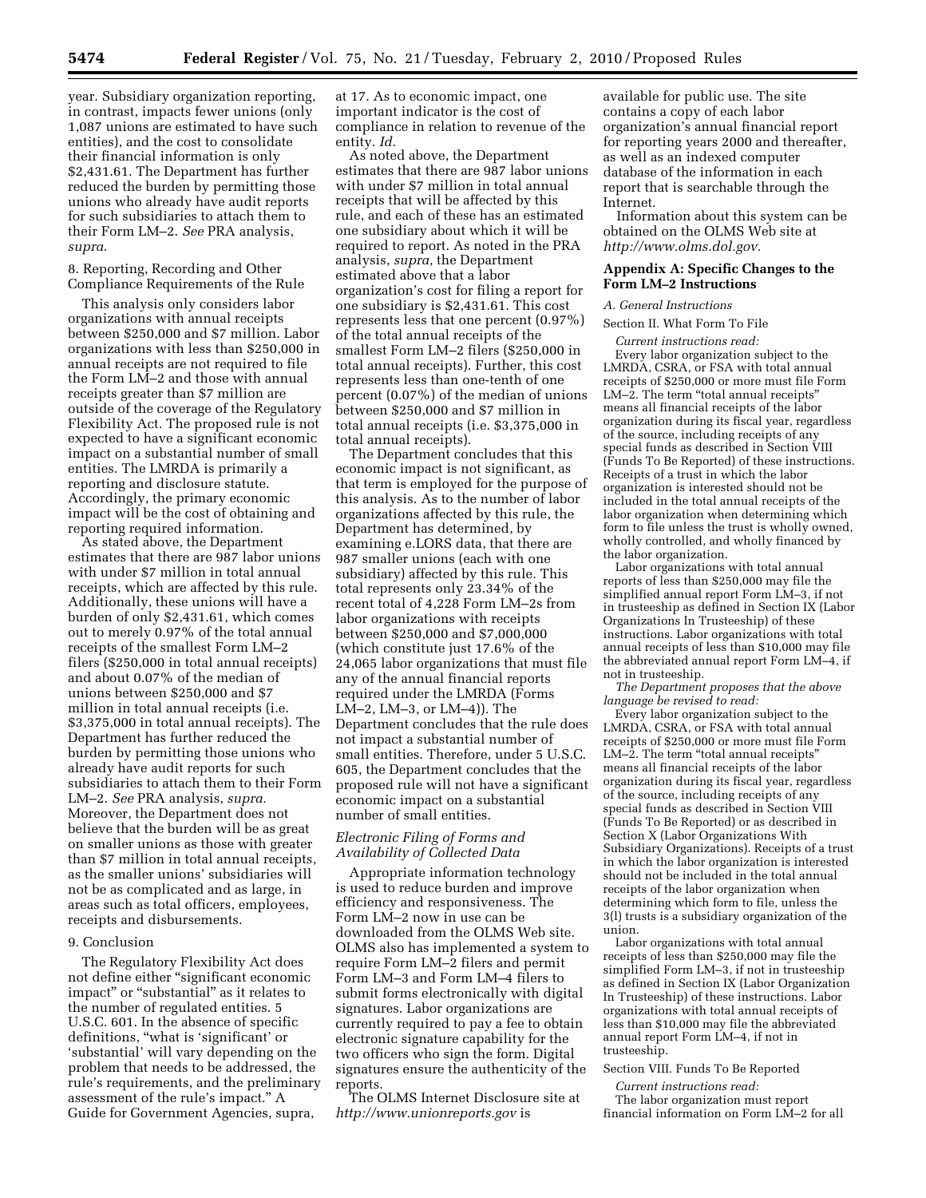year. Subsidiary organization reporting, in contrast, impacts fewer unions (only 1,087 unions are estimated to have such entities), and the cost to consolidate their financial information is only $2,431.61. The Department has further reduced the burden by permitting those unions who already have audit reports for such subsidiaries to attach them to their Form LM–2. *See* PRA analysis, *supra.*

8. Reporting, Recording and Other Compliance Requirements of the Rule

This analysis only considers labor organizations with annual receipts between $250,000 and $7 million. Labor organizations with less than $250,000 in annual receipts are not required to file the Form LM–2 and those with annual receipts greater than $7 million are outside of the coverage of the Regulatory Flexibility Act. The proposed rule is not expected to have a significant economic impact on a substantial number of small entities. The LMRDA is primarily a reporting and disclosure statute. Accordingly, the primary economic impact will be the cost of obtaining and reporting required information.

As stated above, the Department estimates that there are 987 labor unions with under $7 million in total annual receipts, which are affected by this rule. Additionally, these unions will have a burden of only $2,431.61, which comes out to merely 0.97% of the total annual receipts of the smallest Form LM–2 filers ($250,000 in total annual receipts) and about 0.07% of the median of unions between $250,000 and $7 million in total annual receipts (i.e. $3,375,000 in total annual receipts). The Department has further reduced the burden by permitting those unions who already have audit reports for such subsidiaries to attach them to their Form LM–2. *See* PRA analysis, *supra.* Moreover, the Department does not believe that the burden will be as great on smaller unions as those with greater than $7 million in total annual receipts, as the smaller unions' subsidiaries will not be as complicated and as large, in areas such as total officers, employees, receipts and disbursements.

9. Conclusion

The Regulatory Flexibility Act does not define either "significant economic impact" or "substantial" as it relates to the number of regulated entities. 5 U.S.C. 601. In the absence of specific definitions, "what is 'significant' or 'substantial' will vary depending on the problem that needs to be addressed, the rule's requirements, and the preliminary assessment of the rule's impact." A Guide for Government Agencies, supra, at 17. As to economic impact, one important indicator is the cost of compliance in relation to revenue of the entity. *Id.*

As noted above, the Department estimates that there are 987 labor unions with under $7 million in total annual receipts that will be affected by this rule, and each of these has an estimated one subsidiary about which it will be required to report. As noted in the PRA analysis, *supra,* the Department estimated above that a labor organization's cost for filing a report for one subsidiary is $2,431.61. This cost represents less that one percent (0.97%) of the total annual receipts of the smallest Form LM–2 filers ($250,000 in total annual receipts). Further, this cost represents less than one-tenth of one percent (0.07%) of the median of unions between $250,000 and $7 million in total annual receipts (i.e. $3,375,000 in total annual receipts).

The Department concludes that this economic impact is not significant, as that term is employed for the purpose of this analysis. As to the number of labor organizations affected by this rule, the Department has determined, by examining e.LORS data, that there are 987 smaller unions (each with one subsidiary) affected by this rule. This total represents only 23.34% of the recent total of 4,228 Form LM–2s from labor organizations with receipts between $250,000 and $7,000,000 (which constitute just 17.6% of the 24,065 labor organizations that must file any of the annual financial reports required under the LMRDA (Forms LM–2, LM–3, or LM–4)). The Department concludes that the rule does not impact a substantial number of small entities. Therefore, under 5 U.S.C. 605, the Department concludes that the proposed rule will not have a significant economic impact on a substantial number of small entities.

*Electronic Filing of Forms and Availability of Collected Data*

Appropriate information technology is used to reduce burden and improve efficiency and responsiveness. The Form LM–2 now in use can be downloaded from the OLMS Web site. OLMS also has implemented a system to require Form LM–2 filers and permit Form LM–3 and Form LM–4 filers to submit forms electronically with digital signatures. Labor organizations are currently required to pay a fee to obtain electronic signature capability for the two officers who sign the form. Digital signatures ensure the authenticity of the reports.

The OLMS Internet Disclosure site at *http://www.unionreports.gov* is available for public use. The site contains a copy of each labor organization's annual financial report for reporting years 2000 and thereafter, as well as an indexed computer database of the information in each report that is searchable through the Internet.

Information about this system can be obtained on the OLMS Web site at *http://www.olms.dol.gov.*

## Appendix A: Specific Changes to the Form LM–2 Instructions

*A. General Instructions*

Section II. What Form To File

*Current instructions read:*

Every labor organization subject to the LMRDA, CSRA, or FSA with total annual receipts of $250,000 or more must file Form LM–2. The term "total annual receipts" means all financial receipts of the labor organization during its fiscal year, regardless of the source, including receipts of any special funds as described in Section VIII (Funds To Be Reported) of these instructions. Receipts of a trust in which the labor organization is interested should not be included in the total annual receipts of the labor organization when determining which form to file unless the trust is wholly owned, wholly controlled, and wholly financed by the labor organization.

Labor organizations with total annual reports of less than $250,000 may file the simplified annual report Form LM–3, if not in trusteeship as defined in Section IX (Labor Organizations In Trusteeship) of these instructions. Labor organizations with total annual receipts of less than $10,000 may file the abbreviated annual report Form LM–4, if not in trusteeship.

*The Department proposes that the above language be revised to read:*

Every labor organization subject to the LMRDA, CSRA, or FSA with total annual receipts of $250,000 or more must file Form LM–2. The term "total annual receipts" means all financial receipts of the labor organization during its fiscal year, regardless of the source, including receipts of any special funds as described in Section VIII (Funds To Be Reported) or as described in Section X (Labor Organizations With Subsidiary Organizations). Receipts of a trust in which the labor organization is interested should not be included in the total annual receipts of the labor organization when determining which form to file, unless the 3(l) trusts is a subsidiary organization of the union.

Labor organizations with total annual receipts of less than $250,000 may file the simplified Form LM–3, if not in trusteeship as defined in Section IX (Labor Organization In Trusteeship) of these instructions. Labor organizations with total annual receipts of less than $10,000 may file the abbreviated annual report Form LM–4, if not in trusteeship.

Section VIII. Funds To Be Reported

*Current instructions read:*

The labor organization must report financial information on Form LM–2 for all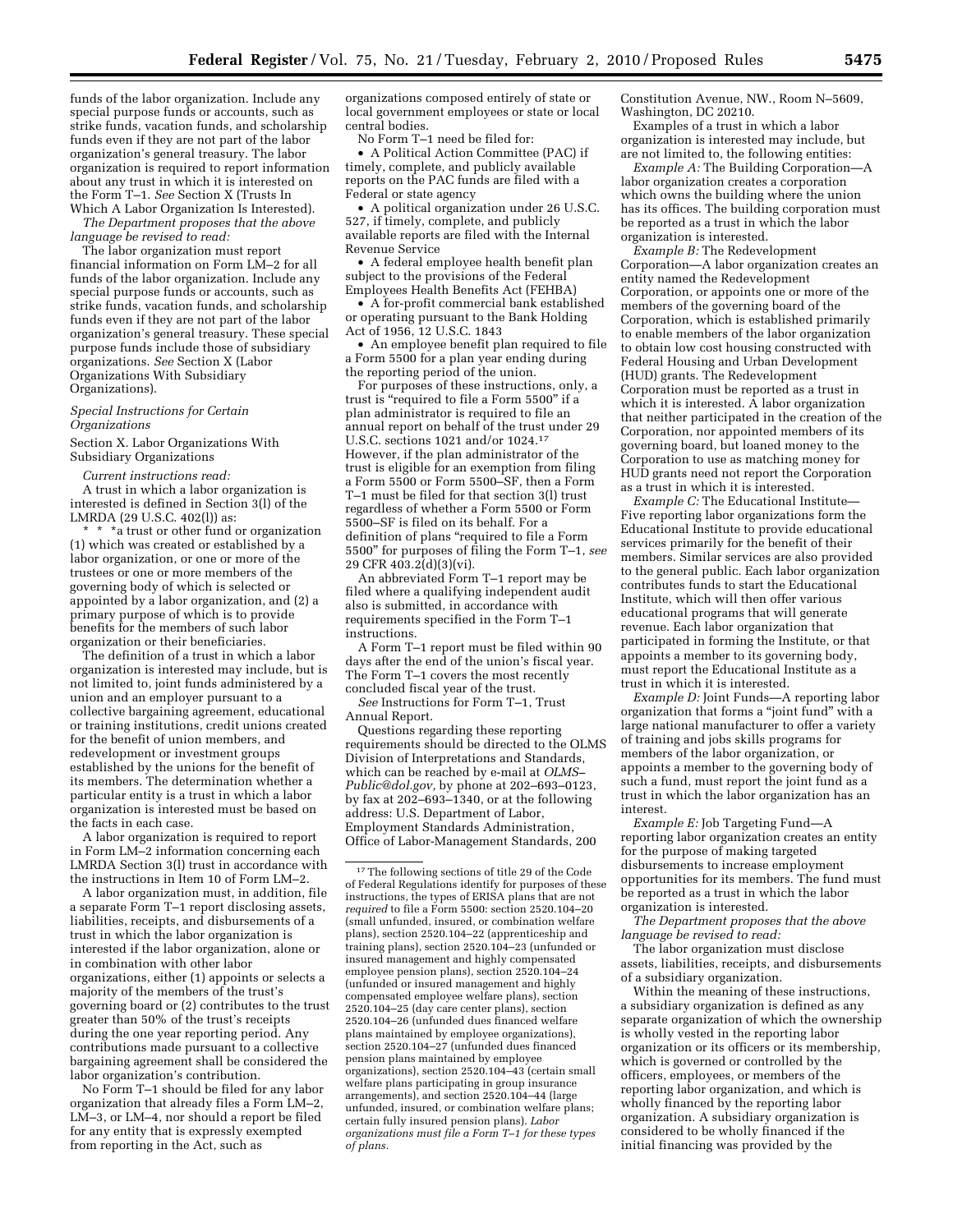funds of the labor organization. Include any special purpose funds or accounts, such as strike funds, vacation funds, and scholarship funds even if they are not part of the labor organization's general treasury. The labor organization is required to report information about any trust in which it is interested on the Form T–1. *See* Section X (Trusts In Which A Labor Organization Is Interested).

*The Department proposes that the above language be revised to read:*

The labor organization must report financial information on Form LM–2 for all funds of the labor organization. Include any special purpose funds or accounts, such as strike funds, vacation funds, and scholarship funds even if they are not part of the labor organization's general treasury. These special purpose funds include those of subsidiary organizations. *See* Section X (Labor Organizations With Subsidiary Organizations).

### *Special Instructions for Certain Organizations*

Section X. Labor Organizations With Subsidiary Organizations

*Current instructions read:*

A trust in which a labor organization is interested is defined in Section 3(l) of the LMRDA (29 U.S.C. 402(l)) as:

* * * a trust or other fund or organization (1) which was created or established by a labor organization, or one or more of the trustees or one or more members of the governing body of which is selected or appointed by a labor organization, and (2) a primary purpose of which is to provide benefits for the members of such labor organization or their beneficiaries.

The definition of a trust in which a labor organization is interested may include, but is not limited to, joint funds administered by a union and an employer pursuant to a collective bargaining agreement, educational or training institutions, credit unions created for the benefit of union members, and redevelopment or investment groups established by the unions for the benefit of its members. The determination whether a particular entity is a trust in which a labor organization is interested must be based on the facts in each case.

A labor organization is required to report in Form LM–2 information concerning each LMRDA Section 3(l) trust in accordance with the instructions in Item 10 of Form LM–2.

A labor organization must, in addition, file a separate Form T–1 report disclosing assets, liabilities, receipts, and disbursements of a trust in which the labor organization is interested if the labor organization, alone or in combination with other labor organizations, either (1) appoints or selects a majority of the members of the trust's governing board or (2) contributes to the trust greater than 50% of the trust's receipts during the one year reporting period. Any contributions made pursuant to a collective bargaining agreement shall be considered the labor organization's contribution.

No Form T–1 should be filed for any labor organization that already files a Form LM–2, LM–3, or LM–4, nor should a report be filed for any entity that is expressly exempted from reporting in the Act, such as organizations composed entirely of state or local government employees or state or local central bodies.

No Form T–1 need be filed for:

- A Political Action Committee (PAC) if timely, complete, and publicly available reports on the PAC funds are filed with a Federal or state agency
- A political organization under 26 U.S.C. 527, if timely, complete, and publicly available reports are filed with the Internal Revenue Service
- A federal employee health benefit plan subject to the provisions of the Federal Employees Health Benefits Act (FEHBA)
- A for-profit commercial bank established or operating pursuant to the Bank Holding Act of 1956, 12 U.S.C. 1843
- An employee benefit plan required to file a Form 5500 for a plan year ending during the reporting period of the union.

For purposes of these instructions, only, a trust is "required to file a Form 5500" if a plan administrator is required to file an annual report on behalf of the trust under 29 U.S.C. sections 1021 and/or 1024.[17] However, if the plan administrator of the trust is eligible for an exemption from filing a Form 5500 or Form 5500–SF, then a Form T–1 must be filed for that section 3(l) trust regardless of whether a Form 5500 or Form 5500–SF is filed on its behalf. For a definition of plans "required to file a Form 5500" for purposes of filing the Form T–1, *see* 29 CFR 403.2(d)(3)(vi).

An abbreviated Form T–1 report may be filed where a qualifying independent audit also is submitted, in accordance with requirements specified in the Form T–1 instructions.

A Form T–1 report must be filed within 90 days after the end of the union's fiscal year. The Form T–1 covers the most recently concluded fiscal year of the trust.

*See* Instructions for Form T–1, Trust Annual Report.

Questions regarding these reporting requirements should be directed to the OLMS Division of Interpretations and Standards, which can be reached by e-mail at *OLMS-Public@dol.gov,* by phone at 202–693–0123, by fax at 202–693–1340, or at the following address: U.S. Department of Labor, Employment Standards Administration, Office of Labor-Management Standards, 200 Constitution Avenue, NW., Room N–5609, Washington, DC 20210.

Examples of a trust in which a labor organization is interested may include, but are not limited to, the following entities:

*Example A:* The Building Corporation—A labor organization creates a corporation which owns the building where the union has its offices. The building corporation must be reported as a trust in which the labor organization is interested.

*Example B:* The Redevelopment Corporation—A labor organization creates an entity named the Redevelopment Corporation, or appoints one or more of the members of the governing board of the Corporation, which is established primarily to enable members of the labor organization to obtain low cost housing constructed with Federal Housing and Urban Development (HUD) grants. The Redevelopment Corporation must be reported as a trust in which it is interested. A labor organization that neither participated in the creation of the Corporation, nor appointed members of its governing board, but loaned money to the Corporation to use as matching money for HUD grants need not report the Corporation as a trust in which it is interested.

*Example C:* The Educational Institute—Five reporting labor organizations form the Educational Institute to provide educational services primarily for the benefit of their members. Similar services are also provided to the general public. Each labor organization contributes funds to start the Educational Institute, which will then offer various educational programs that will generate revenue. Each labor organization that participated in forming the Institute, or that appoints a member to its governing body, must report the Educational Institute as a trust in which it is interested.

*Example D:* Joint Funds—A reporting labor organization that forms a "joint fund" with a large national manufacturer to offer a variety of training and jobs skills programs for members of the labor organization, or appoints a member to the governing body of such a fund, must report the joint fund as a trust in which the labor organization has an interest.

*Example E:* Job Targeting Fund—A reporting labor organization creates an entity for the purpose of making targeted disbursements to increase employment opportunities for its members. The fund must be reported as a trust in which the labor organization is interested.

*The Department proposes that the above language be revised to read:*

The labor organization must disclose assets, liabilities, receipts, and disbursements of a subsidiary organization.

Within the meaning of these instructions, a subsidiary organization is defined as any separate organization of which the ownership is wholly vested in the reporting labor organization or its officers or its membership, which is governed or controlled by the officers, employees, or members of the reporting labor organization, and which is wholly financed by the reporting labor organization. A subsidiary organization is considered to be wholly financed if the initial financing was provided by the

[17] The following sections of title 29 of the Code of Federal Regulations identify for purposes of these instructions, the types of ERISA plans that are not *required* to file a Form 5500: section 2520.104–20 (small unfunded, insured, or combination welfare plans), section 2520.104–22 (apprenticeship and training plans), section 2520.104–23 (unfunded or insured management and highly compensated employee pension plans), section 2520.104–24 (unfunded or insured management and highly compensated employee welfare plans), section 2520.104–25 (day care center plans), section 2520.104–26 (unfunded dues financed welfare plans maintained by employee organizations), section 2520.104–27 (unfunded dues financed pension plans maintained by employee organizations), section 2520.104–43 (certain small welfare plans participating in group insurance arrangements), and section 2520.104–44 (large unfunded, insured, or combination welfare plans; certain fully insured pension plans). *Labor organizations must file a Form T–1 for these types of plans.*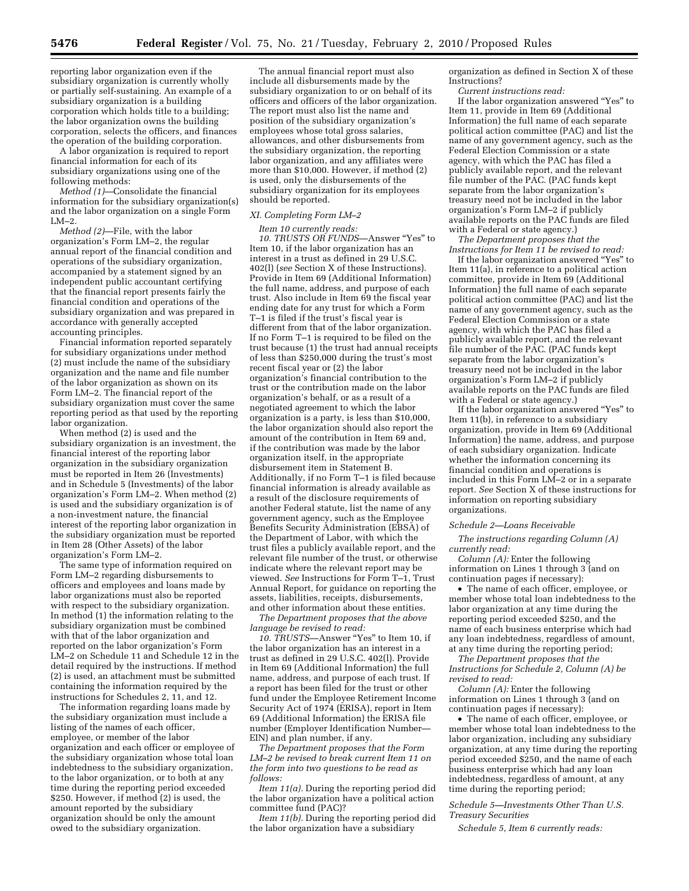reporting labor organization even if the subsidiary organization is currently wholly or partially self-sustaining. An example of a subsidiary organization is a building corporation which holds title to a building; the labor organization owns the building corporation, selects the officers, and finances the operation of the building corporation.

A labor organization is required to report financial information for each of its subsidiary organizations using one of the following methods:

*Method (1)*—Consolidate the financial information for the subsidiary organization(s) and the labor organization on a single Form LM–2.

*Method (2)*—File, with the labor organization's Form LM–2, the regular annual report of the financial condition and operations of the subsidiary organization, accompanied by a statement signed by an independent public accountant certifying that the financial report presents fairly the financial condition and operations of the subsidiary organization and was prepared in accordance with generally accepted accounting principles.

Financial information reported separately for subsidiary organizations under method (2) must include the name of the subsidiary organization and the name and file number of the labor organization as shown on its Form LM–2. The financial report of the subsidiary organization must cover the same reporting period as that used by the reporting labor organization.

When method (2) is used and the subsidiary organization is an investment, the financial interest of the reporting labor organization in the subsidiary organization must be reported in Item 26 (Investments) and in Schedule 5 (Investments) of the labor organization's Form LM–2. When method (2) is used and the subsidiary organization is of a non-investment nature, the financial interest of the reporting labor organization in the subsidiary organization must be reported in Item 28 (Other Assets) of the labor organization's Form LM–2.

The same type of information required on Form LM–2 regarding disbursements to officers and employees and loans made by labor organizations must also be reported with respect to the subsidiary organization. In method (1) the information relating to the subsidiary organization must be combined with that of the labor organization and reported on the labor organization's Form LM–2 on Schedule 11 and Schedule 12 in the detail required by the instructions. If method (2) is used, an attachment must be submitted containing the information required by the instructions for Schedules 2, 11, and 12.

The information regarding loans made by the subsidiary organization must include a listing of the names of each officer, employee, or member of the labor organization and each officer or employee of the subsidiary organization whose total loan indebtedness to the subsidiary organization, to the labor organization, or to both at any time during the reporting period exceeded $250. However, if method (2) is used, the amount reported by the subsidiary organization should be only the amount owed to the subsidiary organization.

The annual financial report must also include all disbursements made by the subsidiary organization to or on behalf of its officers and officers of the labor organization. The report must also list the name and position of the subsidiary organization's employees whose total gross salaries, allowances, and other disbursements from the subsidiary organization, the reporting labor organization, and any affiliates were more than $10,000. However, if method (2) is used, only the disbursements of the subsidiary organization for its employees should be reported.

## XI. Completing Form LM–2

*Item 10 currently reads:*

*10. TRUSTS OR FUNDS*—Answer "Yes" to Item 10, if the labor organization has an interest in a trust as defined in 29 U.S.C. 402(l) (*see* Section X of these Instructions). Provide in Item 69 (Additional Information) the full name, address, and purpose of each trust. Also include in Item 69 the fiscal year ending date for any trust for which a Form T–1 is filed if the trust's fiscal year is different from that of the labor organization. If no Form T–1 is required to be filed on the trust because (1) the trust had annual receipts of less than $250,000 during the trust's most recent fiscal year or (2) the labor organization's financial contribution to the trust or the contribution made on the labor organization's behalf, or as a result of a negotiated agreement to which the labor organization is a party, is less than $10,000, the labor organization should also report the amount of the contribution in Item 69 and, if the contribution was made by the labor organization itself, in the appropriate disbursement item in Statement B. Additionally, if no Form T–1 is filed because financial information is already available as a result of the disclosure requirements of another Federal statute, list the name of any government agency, such as the Employee Benefits Security Administration (EBSA) of the Department of Labor, with which the trust files a publicly available report, and the relevant file number of the trust, or otherwise indicate where the relevant report may be viewed. *See* Instructions for Form T–1, Trust Annual Report, for guidance on reporting the assets, liabilities, receipts, disbursements, and other information about these entities.

*The Department proposes that the above language be revised to read:*

*10. TRUSTS*—Answer "Yes" to Item 10, if the labor organization has an interest in a trust as defined in 29 U.S.C. 402(l). Provide in Item 69 (Additional Information) the full name, address, and purpose of each trust. If a report has been filed for the trust or other fund under the Employee Retirement Income Security Act of 1974 (ERISA), report in Item 69 (Additional Information) the ERISA file number (Employer Identification Number—EIN) and plan number, if any.

*The Department proposes that the Form LM–2 be revised to break current Item 11 on the form into two questions to be read as follows:*

*Item 11(a).* During the reporting period did the labor organization have a political action committee fund (PAC)?

*Item 11(b).* During the reporting period did the labor organization have a subsidiary organization as defined in Section X of these Instructions?

*Current instructions read:*

If the labor organization answered "Yes" to Item 11, provide in Item 69 (Additional Information) the full name of each separate political action committee (PAC) and list the name of any government agency, such as the Federal Election Commission or a state agency, with which the PAC has filed a publicly available report, and the relevant file number of the PAC. (PAC funds kept separate from the labor organization's treasury need not be included in the labor organization's Form LM–2 if publicly available reports on the PAC funds are filed with a Federal or state agency.)

*The Department proposes that the Instructions for Item 11 be revised to read:*

If the labor organization answered "Yes" to Item 11(a), in reference to a political action committee, provide in Item 69 (Additional Information) the full name of each separate political action committee (PAC) and list the name of any government agency, such as the Federal Election Commission or a state agency, with which the PAC has filed a publicly available report, and the relevant file number of the PAC. (PAC funds kept separate from the labor organization's treasury need not be included in the labor organization's Form LM–2 if publicly available reports on the PAC funds are filed with a Federal or state agency.)

If the labor organization answered "Yes" to Item 11(b), in reference to a subsidiary organization, provide in Item 69 (Additional Information) the name, address, and purpose of each subsidiary organization. Indicate whether the information concerning its financial condition and operations is included in this Form LM–2 or in a separate report. *See* Section X of these instructions for information on reporting subsidiary organizations.

### Schedule 2—Loans Receivable

*The instructions regarding Column (A) currently read:*

*Column (A):* Enter the following information on Lines 1 through 3 (and on continuation pages if necessary):

- The name of each officer, employee, or member whose total loan indebtedness to the labor organization at any time during the reporting period exceeded $250, and the name of each business enterprise which had any loan indebtedness, regardless of amount, at any time during the reporting period;

*The Department proposes that the Instructions for Schedule 2, Column (A) be revised to read:*

*Column (A):* Enter the following information on Lines 1 through 3 (and on continuation pages if necessary):

- The name of each officer, employee, or member whose total loan indebtedness to the labor organization, including any subsidiary organization, at any time during the reporting period exceeded $250, and the name of each business enterprise which had any loan indebtedness, regardless of amount, at any time during the reporting period;

### Schedule 5—Investments Other Than U.S. Treasury Securities

*Schedule 5, Item 6 currently reads:*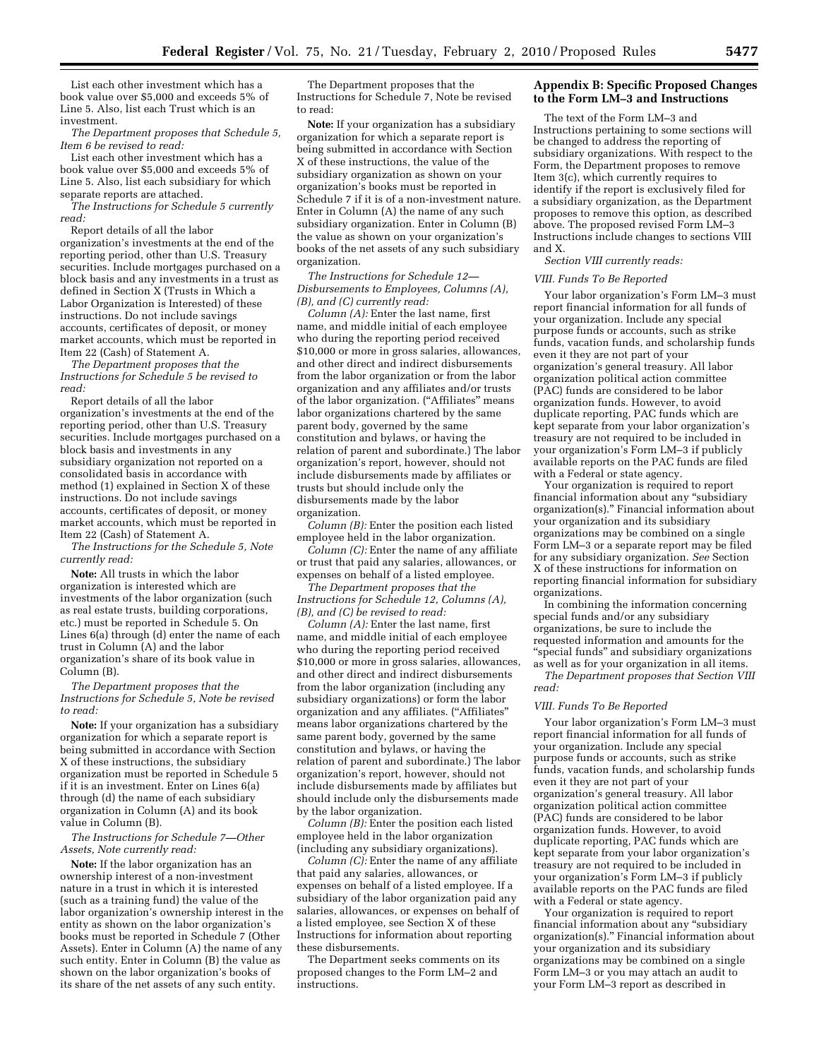List each other investment which has a book value over $5,000 and exceeds 5% of Line 5. Also, list each Trust which is an investment.

*The Department proposes that Schedule 5, Item 6 be revised to read:*

List each other investment which has a book value over $5,000 and exceeds 5% of Line 5. Also, list each subsidiary for which separate reports are attached.

*The Instructions for Schedule 5 currently read:*

Report details of all the labor organization's investments at the end of the reporting period, other than U.S. Treasury securities. Include mortgages purchased on a block basis and any investments in a trust as defined in Section X (Trusts in Which a Labor Organization is Interested) of these instructions. Do not include savings accounts, certificates of deposit, or money market accounts, which must be reported in Item 22 (Cash) of Statement A.

*The Department proposes that the Instructions for Schedule 5 be revised to read:*

Report details of all the labor organization's investments at the end of the reporting period, other than U.S. Treasury securities. Include mortgages purchased on a block basis and investments in any subsidiary organization not reported on a consolidated basis in accordance with method (1) explained in Section X of these instructions. Do not include savings accounts, certificates of deposit, or money market accounts, which must be reported in Item 22 (Cash) of Statement A.

*The Instructions for the Schedule 5, Note currently read:*

**Note:** All trusts in which the labor organization is interested which are investments of the labor organization (such as real estate trusts, building corporations, etc.) must be reported in Schedule 5. On Lines 6(a) through (d) enter the name of each trust in Column (A) and the labor organization's share of its book value in Column (B).

*The Department proposes that the Instructions for Schedule 5, Note be revised to read:*

**Note:** If your organization has a subsidiary organization for which a separate report is being submitted in accordance with Section X of these instructions, the subsidiary organization must be reported in Schedule 5 if it is an investment. Enter on Lines 6(a) through (d) the name of each subsidiary organization in Column (A) and its book value in Column (B).

*The Instructions for Schedule 7—Other Assets, Note currently read:*

**Note:** If the labor organization has an ownership interest of a non-investment nature in a trust in which it is interested (such as a training fund) the value of the labor organization's ownership interest in the entity as shown on the labor organization's books must be reported in Schedule 7 (Other Assets). Enter in Column (A) the name of any such entity. Enter in Column (B) the value as shown on the labor organization's books of its share of the net assets of any such entity.

The Department proposes that the Instructions for Schedule 7, Note be revised to read:

**Note:** If your organization has a subsidiary organization for which a separate report is being submitted in accordance with Section X of these instructions, the value of the subsidiary organization as shown on your organization's books must be reported in Schedule 7 if it is of a non-investment nature. Enter in Column (A) the name of any such subsidiary organization. Enter in Column (B) the value as shown on your organization's books of the net assets of any such subsidiary organization.

*The Instructions for Schedule 12—Disbursements to Employees, Columns (A), (B), and (C) currently read:*

*Column (A):* Enter the last name, first name, and middle initial of each employee who during the reporting period received $10,000 or more in gross salaries, allowances, and other direct and indirect disbursements from the labor organization or from the labor organization and any affiliates and/or trusts of the labor organization. ("Affiliates" means labor organizations chartered by the same parent body, governed by the same constitution and bylaws, or having the relation of parent and subordinate.) The labor organization's report, however, should not include disbursements made by affiliates or trusts but should include only the disbursements made by the labor organization.

*Column (B):* Enter the position each listed employee held in the labor organization.

*Column (C):* Enter the name of any affiliate or trust that paid any salaries, allowances, or expenses on behalf of a listed employee.

*The Department proposes that the Instructions for Schedule 12, Columns (A), (B), and (C) be revised to read:*

*Column (A):* Enter the last name, first name, and middle initial of each employee who during the reporting period received $10,000 or more in gross salaries, allowances, and other direct and indirect disbursements from the labor organization (including any subsidiary organizations) or form the labor organization and any affiliates. ("Affiliates" means labor organizations chartered by the same parent body, governed by the same constitution and bylaws, or having the relation of parent and subordinate.) The labor organization's report, however, should not include disbursements made by affiliates but should include only the disbursements made by the labor organization.

*Column (B):* Enter the position each listed employee held in the labor organization (including any subsidiary organizations).

*Column (C):* Enter the name of any affiliate that paid any salaries, allowances, or expenses on behalf of a listed employee. If a subsidiary of the labor organization paid any salaries, allowances, or expenses on behalf of a listed employee, see Section X of these Instructions for information about reporting these disbursements.

The Department seeks comments on its proposed changes to the Form LM–2 and instructions.

## Appendix B: Specific Proposed Changes to the Form LM–3 and Instructions

The text of the Form LM–3 and Instructions pertaining to some sections will be changed to address the reporting of subsidiary organizations. With respect to the Form, the Department proposes to remove Item 3(c), which currently requires to identify if the report is exclusively filed for a subsidiary organization, as the Department proposes to remove this option, as described above. The proposed revised Form LM–3 Instructions include changes to sections VIII and X.

*Section VIII currently reads:*

*VIII. Funds To Be Reported*

Your labor organization's Form LM–3 must report financial information for all funds of your organization. Include any special purpose funds or accounts, such as strike funds, vacation funds, and scholarship funds even it they are not part of your organization's general treasury. All labor organization political action committee (PAC) funds are considered to be labor organization funds. However, to avoid duplicate reporting, PAC funds which are kept separate from your labor organization's treasury are not required to be included in your organization's Form LM–3 if publicly available reports on the PAC funds are filed with a Federal or state agency.

Your organization is required to report financial information about any "subsidiary organization(s)." Financial information about your organization and its subsidiary organizations may be combined on a single Form LM–3 or a separate report may be filed for any subsidiary organization. *See* Section X of these instructions for information on reporting financial information for subsidiary organizations.

In combining the information concerning special funds and/or any subsidiary organizations, be sure to include the requested information and amounts for the "special funds" and subsidiary organizations as well as for your organization in all items.

*The Department proposes that Section VIII read:*

*VIII. Funds To Be Reported*

Your labor organization's Form LM–3 must report financial information for all funds of your organization. Include any special purpose funds or accounts, such as strike funds, vacation funds, and scholarship funds even it they are not part of your organization's general treasury. All labor organization political action committee (PAC) funds are considered to be labor organization funds. However, to avoid duplicate reporting, PAC funds which are kept separate from your labor organization's treasury are not required to be included in your organization's Form LM–3 if publicly available reports on the PAC funds are filed with a Federal or state agency.

Your organization is required to report financial information about any "subsidiary organization(s)." Financial information about your organization and its subsidiary organizations may be combined on a single Form LM–3 or you may attach an audit to your Form LM–3 report as described in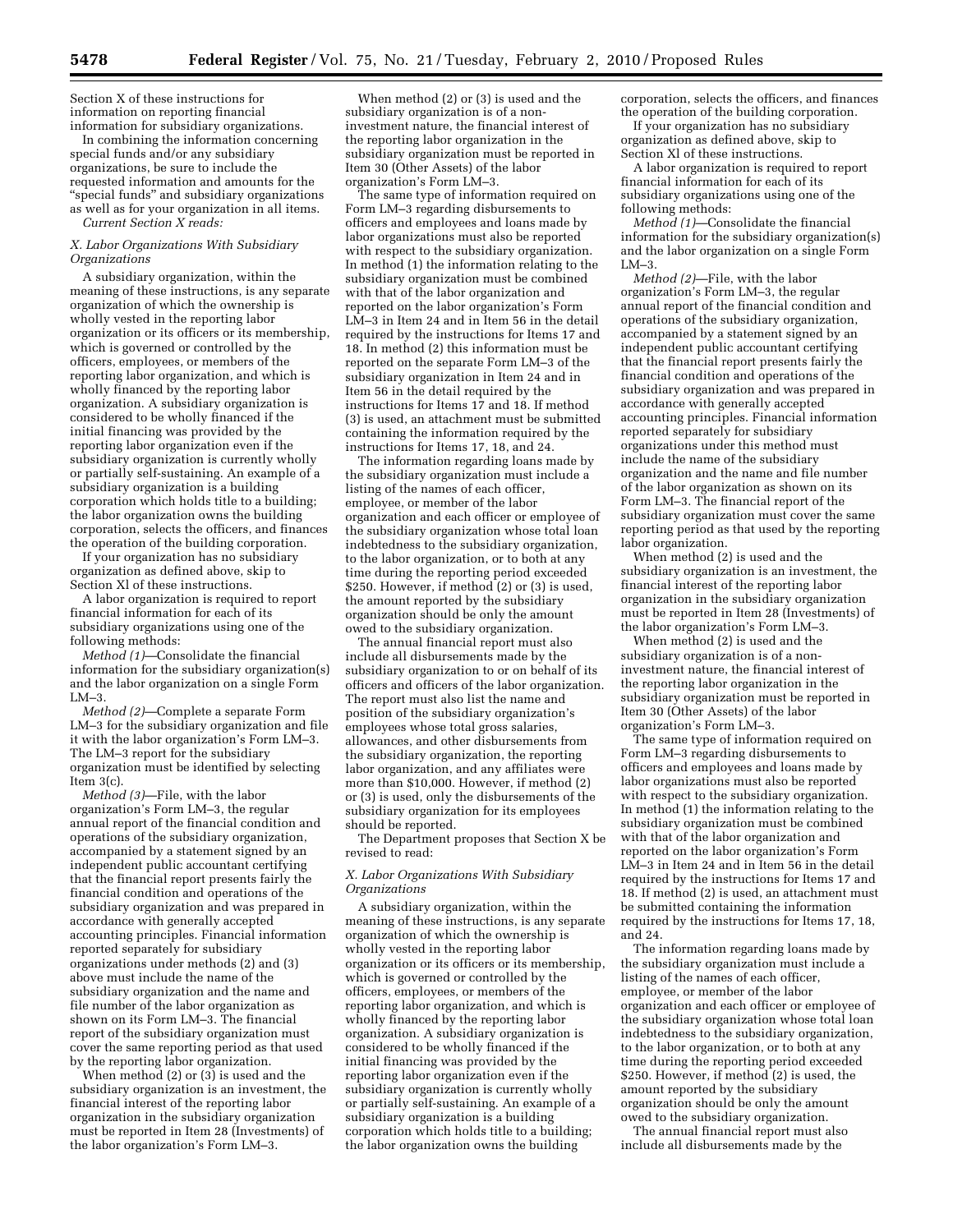Section X of these instructions for information on reporting financial information for subsidiary organizations.

In combining the information concerning special funds and/or any subsidiary organizations, be sure to include the requested information and amounts for the "special funds" and subsidiary organizations as well as for your organization in all items.

*Current Section X reads:*

*X. Labor Organizations With Subsidiary Organizations*

A subsidiary organization, within the meaning of these instructions, is any separate organization of which the ownership is wholly vested in the reporting labor organization or its officers or its membership, which is governed or controlled by the officers, employees, or members of the reporting labor organization, and which is wholly financed by the reporting labor organization. A subsidiary organization is considered to be wholly financed if the initial financing was provided by the reporting labor organization even if the subsidiary organization is currently wholly or partially self-sustaining. An example of a subsidiary organization is a building corporation which holds title to a building; the labor organization owns the building corporation, selects the officers, and finances the operation of the building corporation.

If your organization has no subsidiary organization as defined above, skip to Section XI of these instructions.

A labor organization is required to report financial information for each of its subsidiary organizations using one of the following methods:

*Method (1)*—Consolidate the financial information for the subsidiary organization(s) and the labor organization on a single Form LM–3.

*Method (2)*—Complete a separate Form LM–3 for the subsidiary organization and file it with the labor organization's Form LM–3. The LM–3 report for the subsidiary organization must be identified by selecting Item 3(c).

*Method (3)*—File, with the labor organization's Form LM–3, the regular annual report of the financial condition and operations of the subsidiary organization, accompanied by a statement signed by an independent public accountant certifying that the financial report presents fairly the financial condition and operations of the subsidiary organization and was prepared in accordance with generally accepted accounting principles. Financial information reported separately for subsidiary organizations under methods (2) and (3) above must include the name of the subsidiary organization and the name and file number of the labor organization as shown on its Form LM–3. The financial report of the subsidiary organization must cover the same reporting period as that used by the reporting labor organization.

When method (2) or (3) is used and the subsidiary organization is an investment, the financial interest of the reporting labor organization in the subsidiary organization must be reported in Item 28 (Investments) of the labor organization's Form LM–3.

When method (2) or (3) is used and the subsidiary organization is of a non-investment nature, the financial interest of the reporting labor organization in the subsidiary organization must be reported in Item 30 (Other Assets) of the labor organization's Form LM–3.

The same type of information required on Form LM–3 regarding disbursements to officers and employees and loans made by labor organizations must also be reported with respect to the subsidiary organization. In method (1) the information relating to the subsidiary organization must be combined with that of the labor organization and reported on the labor organization's Form LM–3 in Item 24 and in Item 56 in the detail required by the instructions for Items 17 and 18. In method (2) this information must be reported on the separate Form LM–3 of the subsidiary organization in Item 24 and in Item 56 in the detail required by the instructions for Items 17 and 18. If method (3) is used, an attachment must be submitted containing the information required by the instructions for Items 17, 18, and 24.

The information regarding loans made by the subsidiary organization must include a listing of the names of each officer, employee, or member of the labor organization and each officer or employee of the subsidiary organization whose total loan indebtedness to the subsidiary organization, to the labor organization, or to both at any time during the reporting period exceeded $250. However, if method (2) or (3) is used, the amount reported by the subsidiary organization should be only the amount owed to the subsidiary organization.

The annual financial report must also include all disbursements made by the subsidiary organization to or on behalf of its officers and officers of the labor organization. The report must also list the name and position of the subsidiary organization's employees whose total gross salaries, allowances, and other disbursements from the subsidiary organization, the reporting labor organization, and any affiliates were more than $10,000. However, if method (2) or (3) is used, only the disbursements of the subsidiary organization for its employees should be reported.

The Department proposes that Section X be revised to read:

*X. Labor Organizations With Subsidiary Organizations*

A subsidiary organization, within the meaning of these instructions, is any separate organization of which the ownership is wholly vested in the reporting labor organization or its officers or its membership, which is governed or controlled by the officers, employees, or members of the reporting labor organization, and which is wholly financed by the reporting labor organization. A subsidiary organization is considered to be wholly financed if the initial financing was provided by the reporting labor organization even if the subsidiary organization is currently wholly or partially self-sustaining. An example of a subsidiary organization is a building corporation which holds title to a building; the labor organization owns the building corporation, selects the officers, and finances the operation of the building corporation.

If your organization has no subsidiary organization as defined above, skip to Section XI of these instructions.

A labor organization is required to report financial information for each of its subsidiary organizations using one of the following methods:

*Method (1)*—Consolidate the financial information for the subsidiary organization(s) and the labor organization on a single Form LM–3.

*Method (2)*—File, with the labor organization's Form LM–3, the regular annual report of the financial condition and operations of the subsidiary organization, accompanied by a statement signed by an independent public accountant certifying that the financial report presents fairly the financial condition and operations of the subsidiary organization and was prepared in accordance with generally accepted accounting principles. Financial information reported separately for subsidiary organizations under this method must include the name of the subsidiary organization and the name and file number of the labor organization as shown on its Form LM–3. The financial report of the subsidiary organization must cover the same reporting period as that used by the reporting labor organization.

When method (2) is used and the subsidiary organization is an investment, the financial interest of the reporting labor organization in the subsidiary organization must be reported in Item 28 (Investments) of the labor organization's Form LM–3.

When method (2) is used and the subsidiary organization is of a non-investment nature, the financial interest of the reporting labor organization in the subsidiary organization must be reported in Item 30 (Other Assets) of the labor organization's Form LM–3.

The same type of information required on Form LM–3 regarding disbursements to officers and employees and loans made by labor organizations must also be reported with respect to the subsidiary organization. In method (1) the information relating to the subsidiary organization must be combined with that of the labor organization and reported on the labor organization's Form LM–3 in Item 24 and in Item 56 in the detail required by the instructions for Items 17 and 18. If method (2) is used, an attachment must be submitted containing the information required by the instructions for Items 17, 18, and 24.

The information regarding loans made by the subsidiary organization must include a listing of the names of each officer, employee, or member of the labor organization and each officer or employee of the subsidiary organization whose total loan indebtedness to the subsidiary organization, to the labor organization, or to both at any time during the reporting period exceeded $250. However, if method (2) is used, the amount reported by the subsidiary organization should be only the amount owed to the subsidiary organization.

The annual financial report must also include all disbursements made by the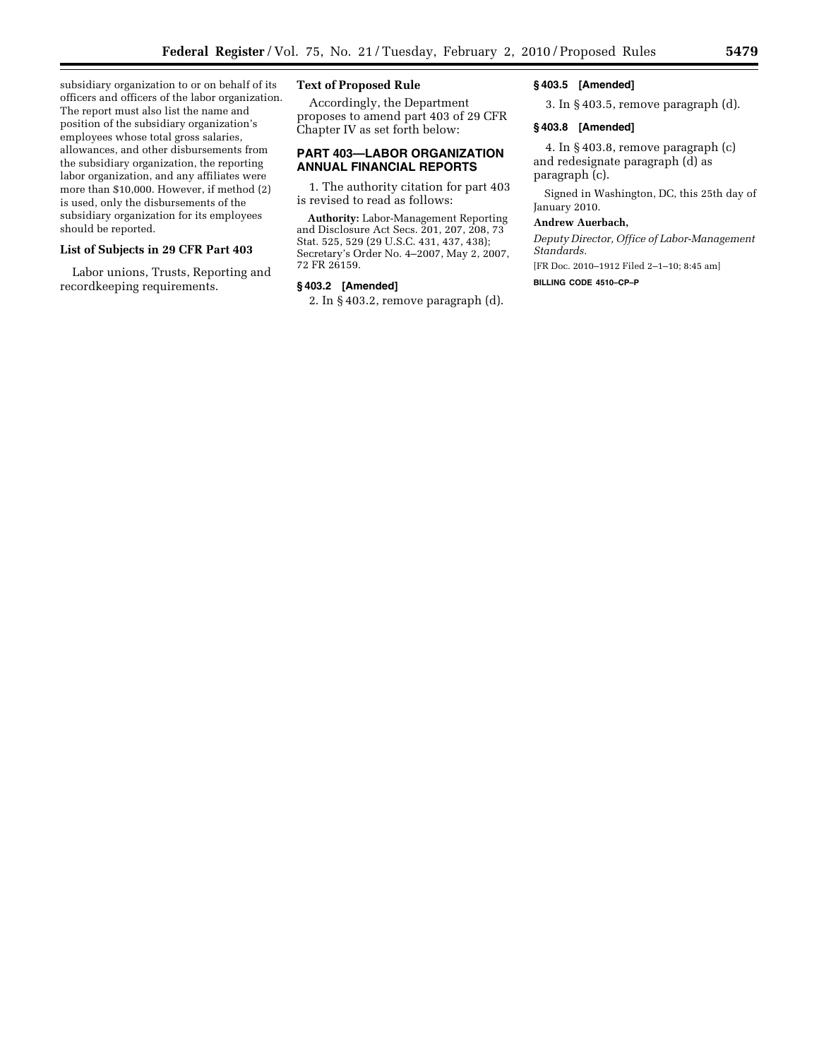subsidiary organization to or on behalf of its officers and officers of the labor organization. The report must also list the name and position of the subsidiary organization's employees whose total gross salaries, allowances, and other disbursements from the subsidiary organization, the reporting labor organization, and any affiliates were more than $10,000. However, if method (2) is used, only the disbursements of the subsidiary organization for its employees should be reported.

**List of Subjects in 29 CFR Part 403**

Labor unions, Trusts, Reporting and recordkeeping requirements.

**Text of Proposed Rule**

Accordingly, the Department proposes to amend part 403 of 29 CFR Chapter IV as set forth below:

## PART 403—LABOR ORGANIZATION ANNUAL FINANCIAL REPORTS

1. The authority citation for part 403 is revised to read as follows:

**Authority:** Labor-Management Reporting and Disclosure Act Secs. 201, 207, 208, 73 Stat. 525, 529 (29 U.S.C. 431, 437, 438); Secretary's Order No. 4–2007, May 2, 2007, 72 FR 26159.

### § 403.2 [Amended]

2. In § 403.2, remove paragraph (d).

### § 403.5 [Amended]

3. In § 403.5, remove paragraph (d).

### § 403.8 [Amended]

4. In § 403.8, remove paragraph (c) and redesignate paragraph (d) as paragraph (c).

Signed in Washington, DC, this 25th day of January 2010.

**Andrew Auerbach,**

*Deputy Director, Office of Labor-Management Standards.*

[FR Doc. 2010–1912 Filed 2–1–10; 8:45 am]

BILLING CODE 4510–CP–P